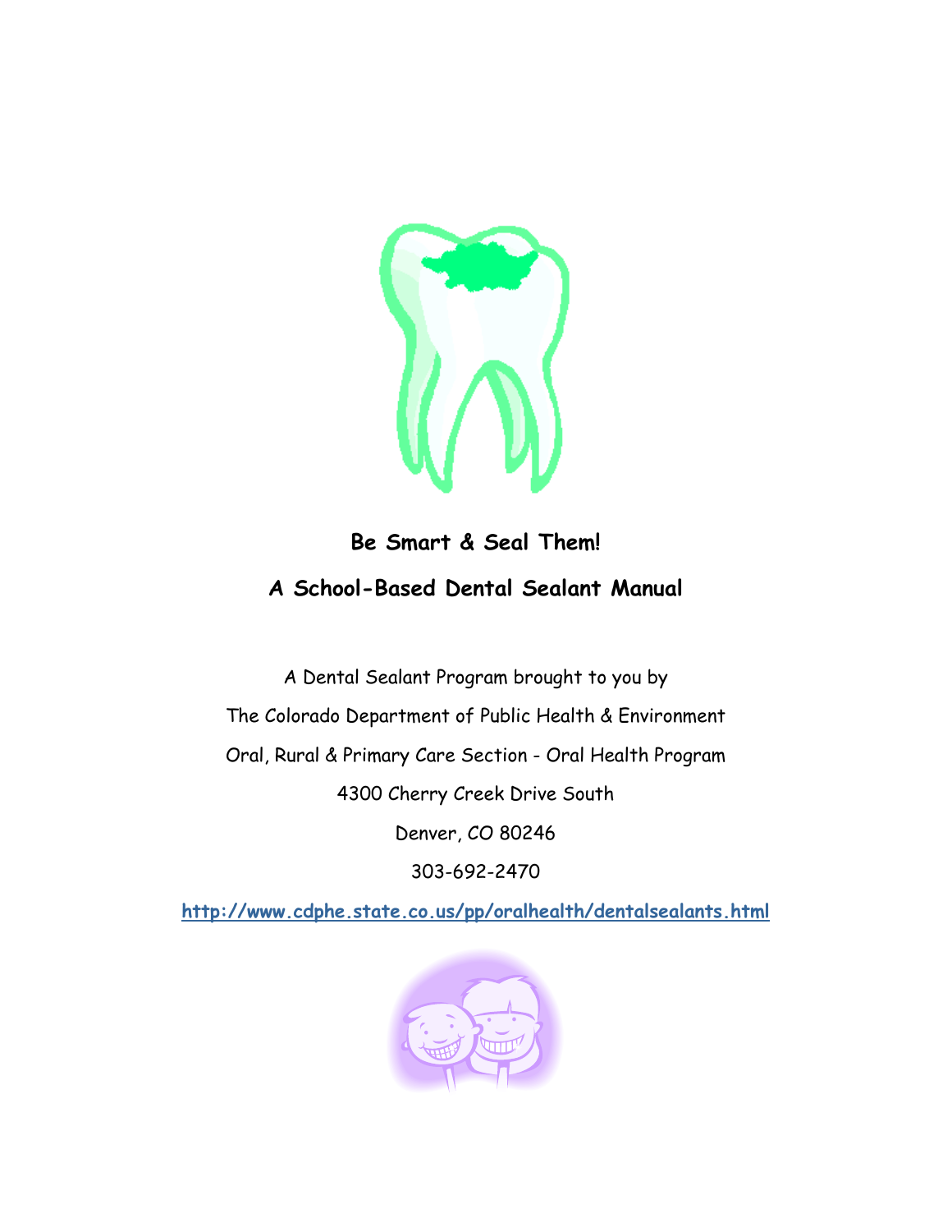# Be Smart & Seal Them!

## A School-Based Dental Sealant Manual

A Dental Sealant Program brought to you by

The Colorado Department of Public Health & Environment

Oral, Rural & Primary Care Section - Oral Health Program

4300 Cherry Creek Drive South

Denver, CO 80246

303-692-2470

**http://www.cdphe.state.co.us/pp/oralhealth/dentalsealants.html**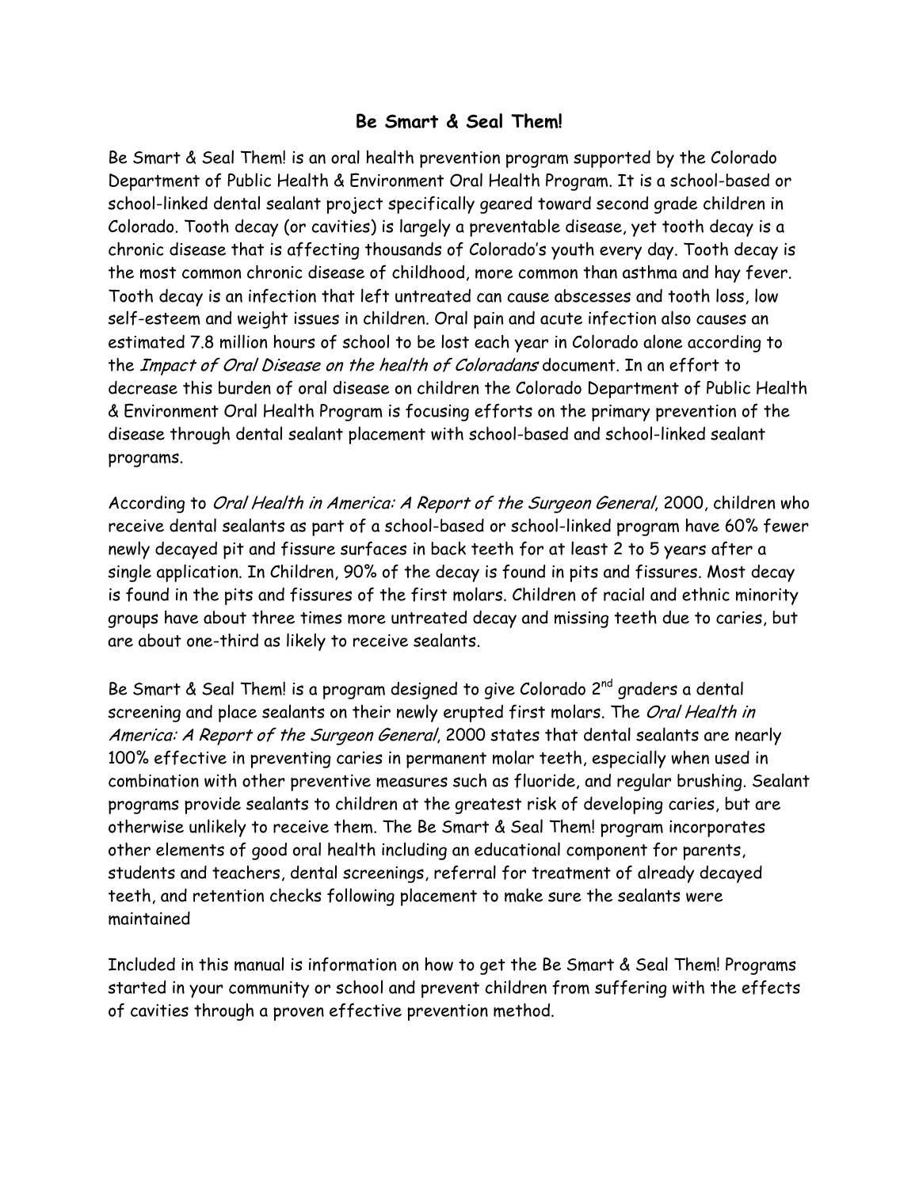# Be Smart & Seal Them!

Be Smart & Seal Them! is an oral health prevention program supported by the Colorado Department of Public Health & Environment Oral Health Program. It is a school-based or school-linked dental sealant project specifically geared toward second grade children in Colorado. Tooth decay (or cavities) is largely a preventable disease, yet tooth decay is a chronic disease that is affecting thousands of Colorado's youth every day. Tooth decay is the most common chronic disease of childhood, more common than asthma and hay fever. Tooth decay is an infection that left untreated can cause abscesses and tooth loss, low self-esteem and weight issues in children. Oral pain and acute infection also causes an estimated 7.8 million hours of school to be lost each year in Colorado alone according to the *Impact of Oral Disease on the health of Coloradans* document. In an effort to decrease this burden of oral disease on children the Colorado Department of Public Health & Environment Oral Health Program is focusing efforts on the primary prevention of the disease through dental sealant placement with school-based and school-linked sealant programs.

According to *Oral Health in America: A Report of the Surgeon General*, 2000, children who receive dental sealants as part of a school-based or school-linked program have 60% fewer newly decayed pit and fissure surfaces in back teeth for at least 2 to 5 years after a single application. In Children, 90% of the decay is found in pits and fissures. Most decay is found in the pits and fissures of the first molars. Children of racial and ethnic minority groups have about three times more untreated decay and missing teeth due to caries, but are about one-third as likely to receive sealants.

Be Smart & Seal Them! is a program designed to give Colorado 2nd graders a dental screening and place sealants on their newly erupted first molars. The *Oral Health in America: A Report of the Surgeon General*, 2000 states that dental sealants are nearly 100% effective in preventing caries in permanent molar teeth, especially when used in combination with other preventive measures such as fluoride, and regular brushing. Sealant programs provide sealants to children at the greatest risk of developing caries, but are otherwise unlikely to receive them. The Be Smart & Seal Them! program incorporates other elements of good oral health including an educational component for parents, students and teachers, dental screenings, referral for treatment of already decayed teeth, and retention checks following placement to make sure the sealants were maintained

Included in this manual is information on how to get the Be Smart & Seal Them! Programs started in your community or school and prevent children from suffering with the effects of cavities through a proven effective prevention method.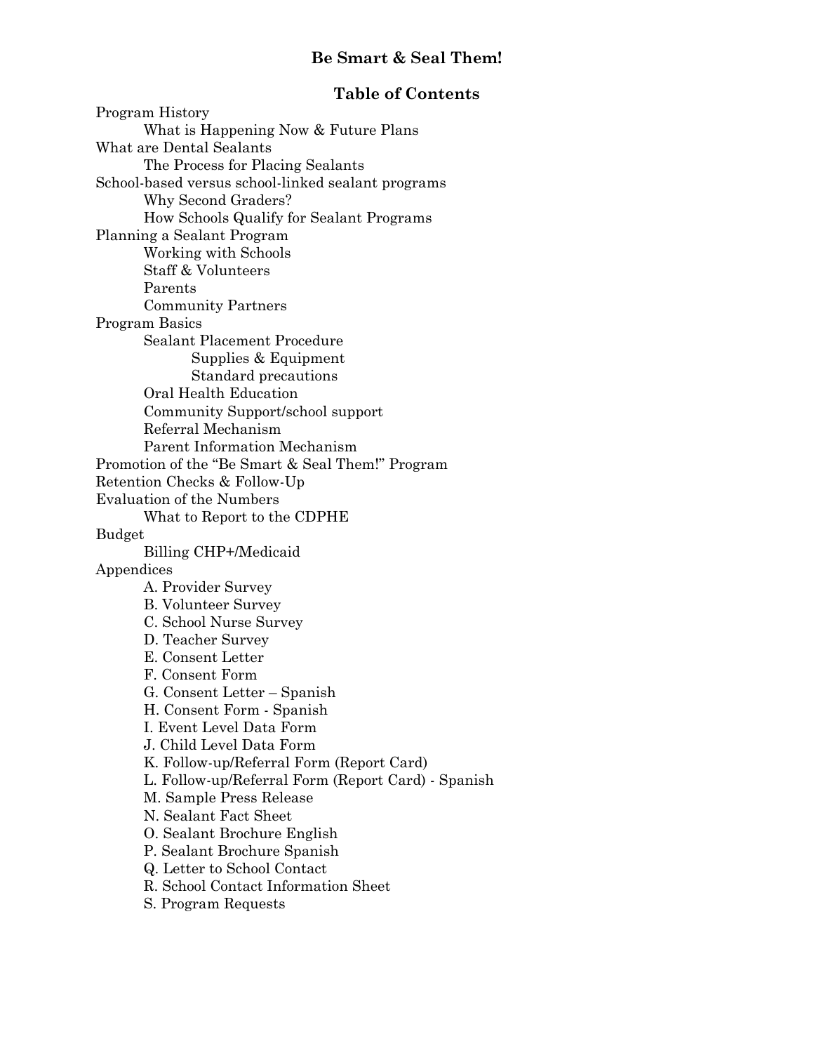# Be Smart & Seal Them!

## Table of Contents

- Program History
  - What is Happening Now & Future Plans
- What are Dental Sealants
  - The Process for Placing Sealants
- School-based versus school-linked sealant programs
  - Why Second Graders?
  - How Schools Qualify for Sealant Programs
- Planning a Sealant Program
  - Working with Schools
  - Staff & Volunteers
  - Parents
  - Community Partners
- Program Basics
  - Sealant Placement Procedure
    - Supplies & Equipment
    - Standard precautions
  - Oral Health Education
  - Community Support/school support
  - Referral Mechanism
  - Parent Information Mechanism
- Promotion of the "Be Smart & Seal Them!" Program
- Retention Checks & Follow-Up
- Evaluation of the Numbers
  - What to Report to the CDPHE
- Budget
  - Billing CHP+/Medicaid
- Appendices
  - A. Provider Survey
  - B. Volunteer Survey
  - C. School Nurse Survey
  - D. Teacher Survey
  - E. Consent Letter
  - F. Consent Form
  - G. Consent Letter – Spanish
  - H. Consent Form - Spanish
  - I. Event Level Data Form
  - J. Child Level Data Form
  - K. Follow-up/Referral Form (Report Card)
  - L. Follow-up/Referral Form (Report Card) - Spanish
  - M. Sample Press Release
  - N. Sealant Fact Sheet
  - O. Sealant Brochure English
  - P. Sealant Brochure Spanish
  - Q. Letter to School Contact
  - R. School Contact Information Sheet
  - S. Program Requests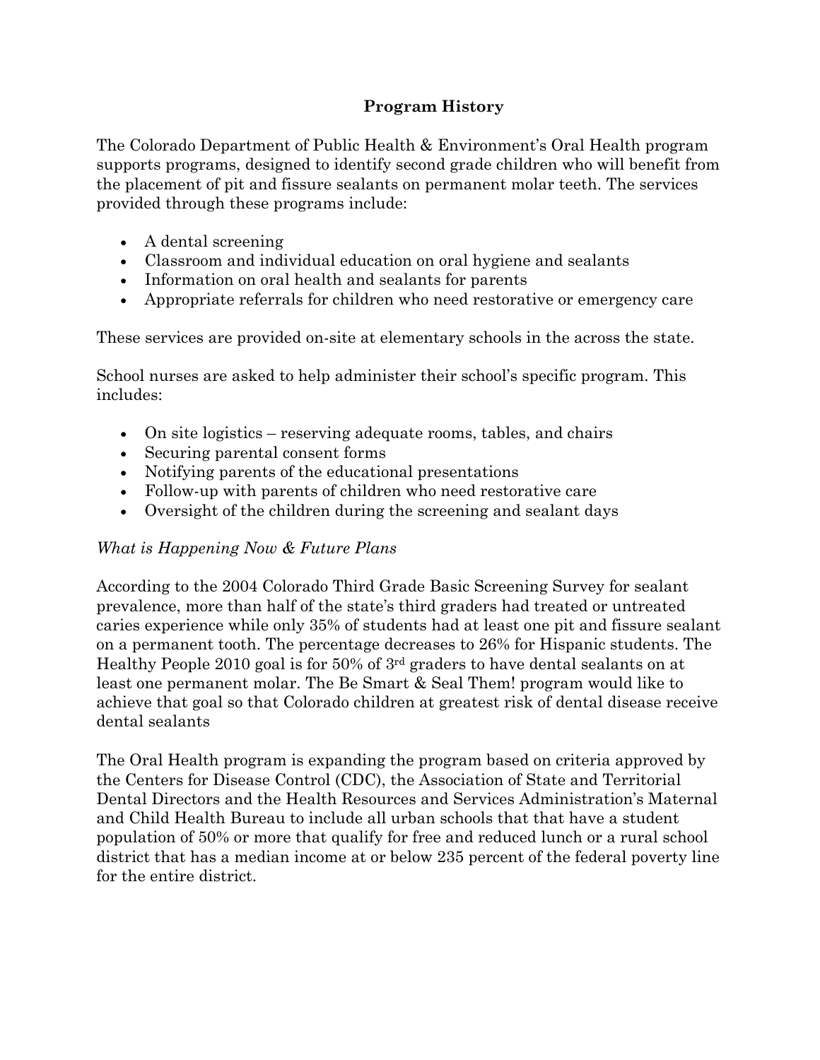## Program History

The Colorado Department of Public Health & Environment's Oral Health program supports programs, designed to identify second grade children who will benefit from the placement of pit and fissure sealants on permanent molar teeth. The services provided through these programs include:

- A dental screening
- Classroom and individual education on oral hygiene and sealants
- Information on oral health and sealants for parents
- Appropriate referrals for children who need restorative or emergency care

These services are provided on-site at elementary schools in the across the state.

School nurses are asked to help administer their school's specific program. This includes:

- On site logistics – reserving adequate rooms, tables, and chairs
- Securing parental consent forms
- Notifying parents of the educational presentations
- Follow-up with parents of children who need restorative care
- Oversight of the children during the screening and sealant days

*What is Happening Now & Future Plans*

According to the 2004 Colorado Third Grade Basic Screening Survey for sealant prevalence, more than half of the state's third graders had treated or untreated caries experience while only 35% of students had at least one pit and fissure sealant on a permanent tooth. The percentage decreases to 26% for Hispanic students. The Healthy People 2010 goal is for 50% of 3rd graders to have dental sealants on at least one permanent molar. The Be Smart & Seal Them! program would like to achieve that goal so that Colorado children at greatest risk of dental disease receive dental sealants

The Oral Health program is expanding the program based on criteria approved by the Centers for Disease Control (CDC), the Association of State and Territorial Dental Directors and the Health Resources and Services Administration's Maternal and Child Health Bureau to include all urban schools that that have a student population of 50% or more that qualify for free and reduced lunch or a rural school district that has a median income at or below 235 percent of the federal poverty line for the entire district.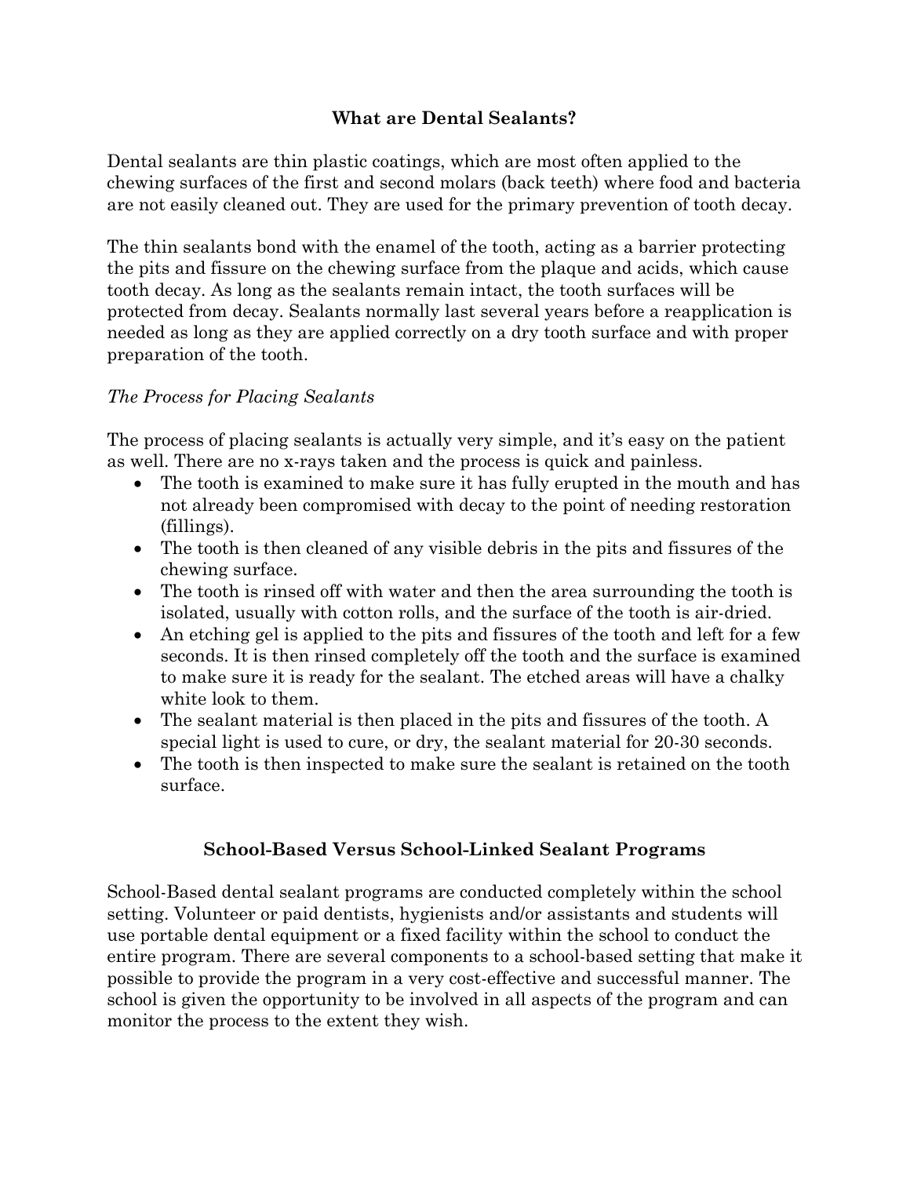## What are Dental Sealants?

Dental sealants are thin plastic coatings, which are most often applied to the chewing surfaces of the first and second molars (back teeth) where food and bacteria are not easily cleaned out. They are used for the primary prevention of tooth decay.

The thin sealants bond with the enamel of the tooth, acting as a barrier protecting the pits and fissure on the chewing surface from the plaque and acids, which cause tooth decay. As long as the sealants remain intact, the tooth surfaces will be protected from decay. Sealants normally last several years before a reapplication is needed as long as they are applied correctly on a dry tooth surface and with proper preparation of the tooth.

*The Process for Placing Sealants*

The process of placing sealants is actually very simple, and it's easy on the patient as well. There are no x-rays taken and the process is quick and painless.

- The tooth is examined to make sure it has fully erupted in the mouth and has not already been compromised with decay to the point of needing restoration (fillings).
- The tooth is then cleaned of any visible debris in the pits and fissures of the chewing surface.
- The tooth is rinsed off with water and then the area surrounding the tooth is isolated, usually with cotton rolls, and the surface of the tooth is air-dried.
- An etching gel is applied to the pits and fissures of the tooth and left for a few seconds. It is then rinsed completely off the tooth and the surface is examined to make sure it is ready for the sealant. The etched areas will have a chalky white look to them.
- The sealant material is then placed in the pits and fissures of the tooth. A special light is used to cure, or dry, the sealant material for 20-30 seconds.
- The tooth is then inspected to make sure the sealant is retained on the tooth surface.

## School-Based Versus School-Linked Sealant Programs

School-Based dental sealant programs are conducted completely within the school setting. Volunteer or paid dentists, hygienists and/or assistants and students will use portable dental equipment or a fixed facility within the school to conduct the entire program. There are several components to a school-based setting that make it possible to provide the program in a very cost-effective and successful manner. The school is given the opportunity to be involved in all aspects of the program and can monitor the process to the extent they wish.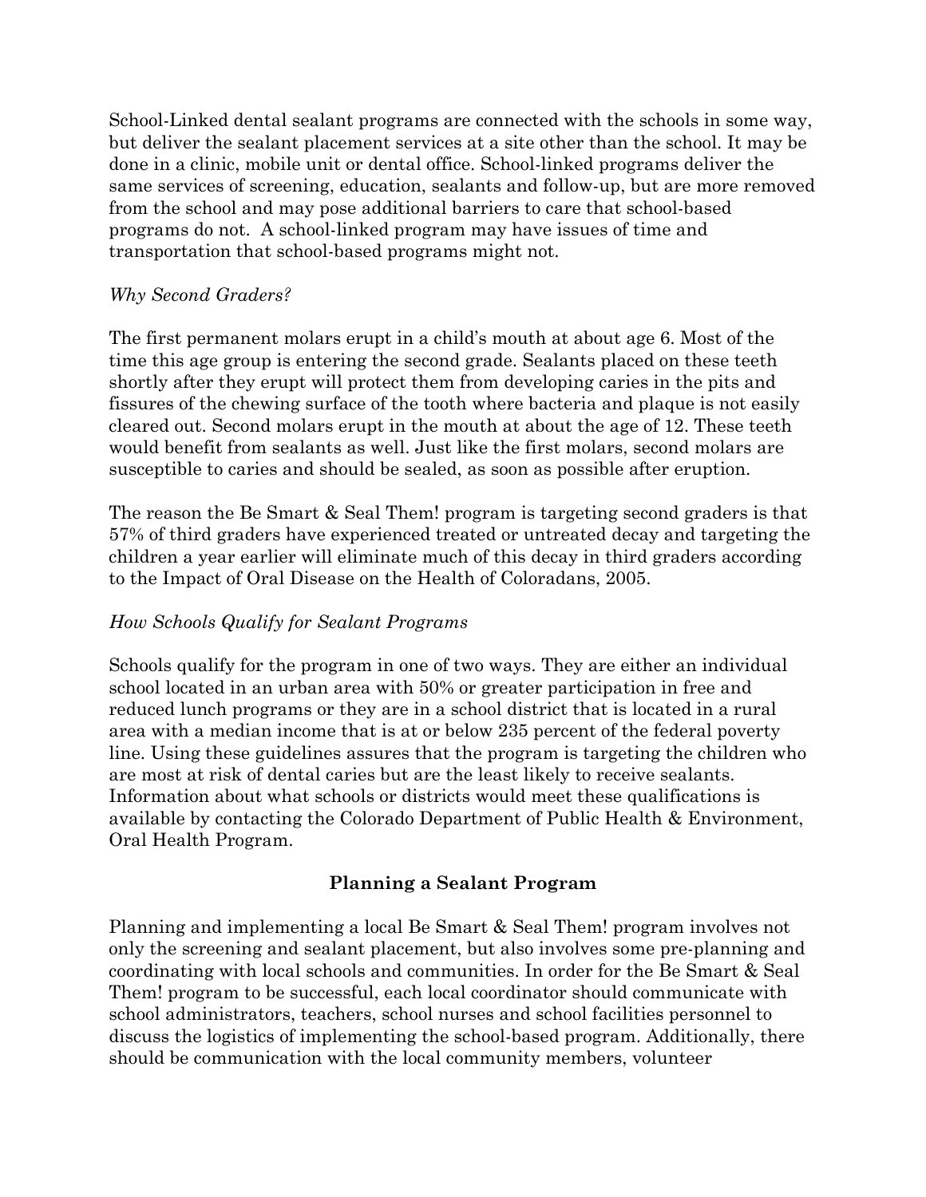School-Linked dental sealant programs are connected with the schools in some way, but deliver the sealant placement services at a site other than the school. It may be done in a clinic, mobile unit or dental office. School-linked programs deliver the same services of screening, education, sealants and follow-up, but are more removed from the school and may pose additional barriers to care that school-based programs do not.  A school-linked program may have issues of time and transportation that school-based programs might not.

*Why Second Graders?*

The first permanent molars erupt in a child's mouth at about age 6. Most of the time this age group is entering the second grade. Sealants placed on these teeth shortly after they erupt will protect them from developing caries in the pits and fissures of the chewing surface of the tooth where bacteria and plaque is not easily cleared out. Second molars erupt in the mouth at about the age of 12. These teeth would benefit from sealants as well. Just like the first molars, second molars are susceptible to caries and should be sealed, as soon as possible after eruption.

The reason the Be Smart & Seal Them! program is targeting second graders is that 57% of third graders have experienced treated or untreated decay and targeting the children a year earlier will eliminate much of this decay in third graders according to the Impact of Oral Disease on the Health of Coloradans, 2005.

*How Schools Qualify for Sealant Programs*

Schools qualify for the program in one of two ways. They are either an individual school located in an urban area with 50% or greater participation in free and reduced lunch programs or they are in a school district that is located in a rural area with a median income that is at or below 235 percent of the federal poverty line. Using these guidelines assures that the program is targeting the children who are most at risk of dental caries but are the least likely to receive sealants. Information about what schools or districts would meet these qualifications is available by contacting the Colorado Department of Public Health & Environment, Oral Health Program.

## Planning a Sealant Program

Planning and implementing a local Be Smart & Seal Them! program involves not only the screening and sealant placement, but also involves some pre-planning and coordinating with local schools and communities. In order for the Be Smart & Seal Them! program to be successful, each local coordinator should communicate with school administrators, teachers, school nurses and school facilities personnel to discuss the logistics of implementing the school-based program. Additionally, there should be communication with the local community members, volunteer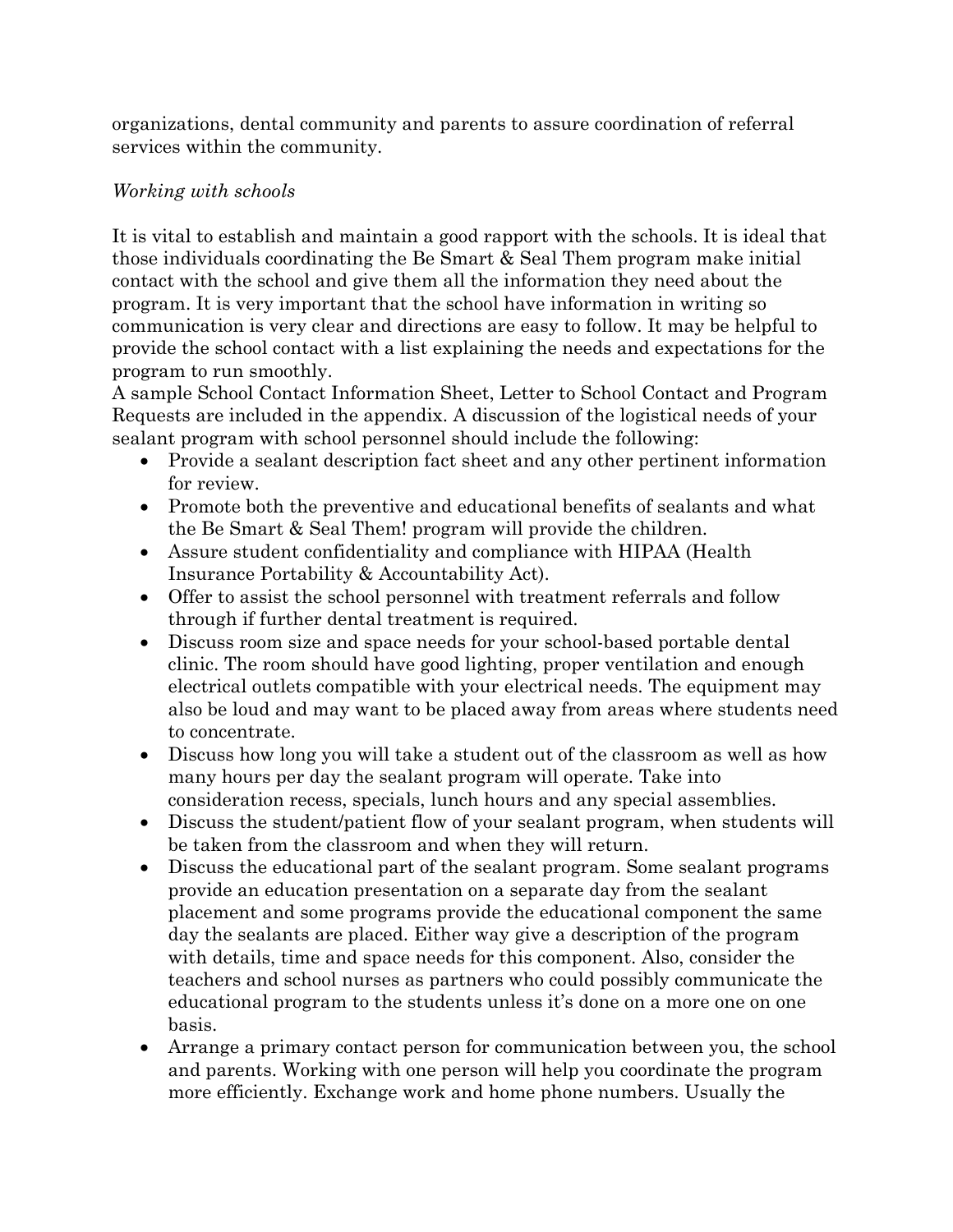organizations, dental community and parents to assure coordination of referral services within the community.

*Working with schools*

It is vital to establish and maintain a good rapport with the schools. It is ideal that those individuals coordinating the Be Smart & Seal Them program make initial contact with the school and give them all the information they need about the program. It is very important that the school have information in writing so communication is very clear and directions are easy to follow. It may be helpful to provide the school contact with a list explaining the needs and expectations for the program to run smoothly.

A sample School Contact Information Sheet, Letter to School Contact and Program Requests are included in the appendix. A discussion of the logistical needs of your sealant program with school personnel should include the following:

- Provide a sealant description fact sheet and any other pertinent information for review.
- Promote both the preventive and educational benefits of sealants and what the Be Smart & Seal Them! program will provide the children.
- Assure student confidentiality and compliance with HIPAA (Health Insurance Portability & Accountability Act).
- Offer to assist the school personnel with treatment referrals and follow through if further dental treatment is required.
- Discuss room size and space needs for your school-based portable dental clinic. The room should have good lighting, proper ventilation and enough electrical outlets compatible with your electrical needs. The equipment may also be loud and may want to be placed away from areas where students need to concentrate.
- Discuss how long you will take a student out of the classroom as well as how many hours per day the sealant program will operate. Take into consideration recess, specials, lunch hours and any special assemblies.
- Discuss the student/patient flow of your sealant program, when students will be taken from the classroom and when they will return.
- Discuss the educational part of the sealant program. Some sealant programs provide an education presentation on a separate day from the sealant placement and some programs provide the educational component the same day the sealants are placed. Either way give a description of the program with details, time and space needs for this component. Also, consider the teachers and school nurses as partners who could possibly communicate the educational program to the students unless it's done on a more one on one basis.
- Arrange a primary contact person for communication between you, the school and parents. Working with one person will help you coordinate the program more efficiently. Exchange work and home phone numbers. Usually the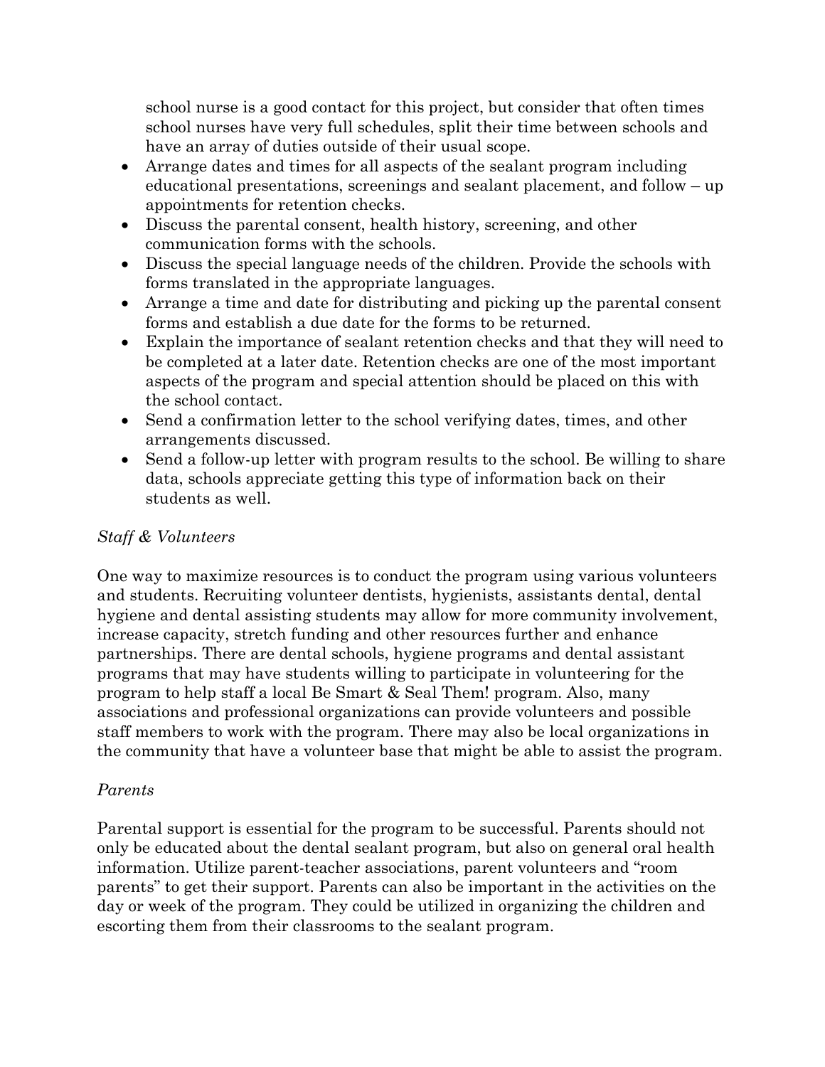school nurse is a good contact for this project, but consider that often times school nurses have very full schedules, split their time between schools and have an array of duties outside of their usual scope.

- Arrange dates and times for all aspects of the sealant program including educational presentations, screenings and sealant placement, and follow – up appointments for retention checks.
- Discuss the parental consent, health history, screening, and other communication forms with the schools.
- Discuss the special language needs of the children. Provide the schools with forms translated in the appropriate languages.
- Arrange a time and date for distributing and picking up the parental consent forms and establish a due date for the forms to be returned.
- Explain the importance of sealant retention checks and that they will need to be completed at a later date. Retention checks are one of the most important aspects of the program and special attention should be placed on this with the school contact.
- Send a confirmation letter to the school verifying dates, times, and other arrangements discussed.
- Send a follow-up letter with program results to the school. Be willing to share data, schools appreciate getting this type of information back on their students as well.

*Staff & Volunteers*

One way to maximize resources is to conduct the program using various volunteers and students. Recruiting volunteer dentists, hygienists, assistants dental, dental hygiene and dental assisting students may allow for more community involvement, increase capacity, stretch funding and other resources further and enhance partnerships. There are dental schools, hygiene programs and dental assistant programs that may have students willing to participate in volunteering for the program to help staff a local Be Smart & Seal Them! program. Also, many associations and professional organizations can provide volunteers and possible staff members to work with the program. There may also be local organizations in the community that have a volunteer base that might be able to assist the program.

*Parents*

Parental support is essential for the program to be successful. Parents should not only be educated about the dental sealant program, but also on general oral health information. Utilize parent-teacher associations, parent volunteers and "room parents" to get their support. Parents can also be important in the activities on the day or week of the program. They could be utilized in organizing the children and escorting them from their classrooms to the sealant program.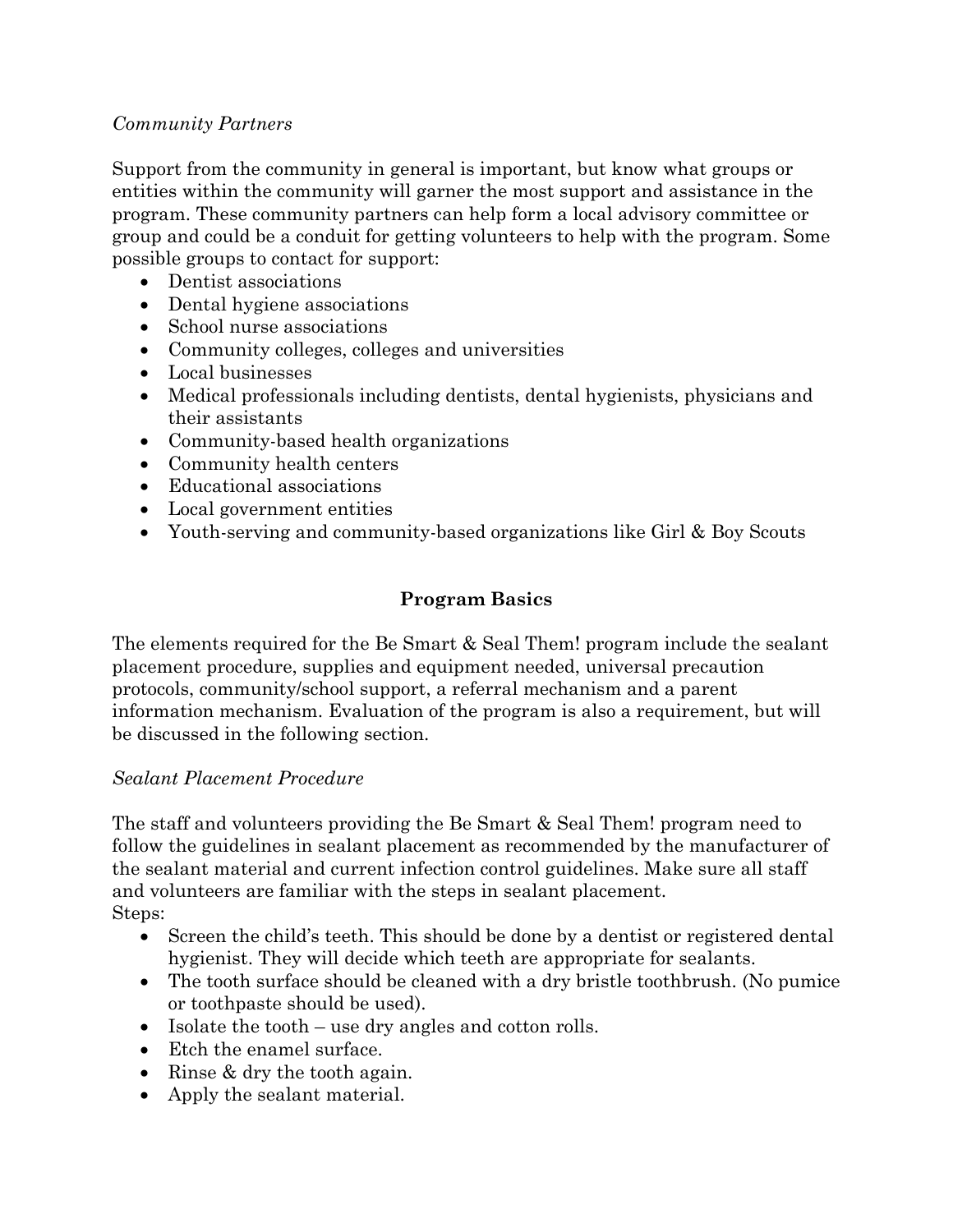*Community Partners*

Support from the community in general is important, but know what groups or entities within the community will garner the most support and assistance in the program. These community partners can help form a local advisory committee or group and could be a conduit for getting volunteers to help with the program. Some possible groups to contact for support:

- Dentist associations
- Dental hygiene associations
- School nurse associations
- Community colleges, colleges and universities
- Local businesses
- Medical professionals including dentists, dental hygienists, physicians and their assistants
- Community-based health organizations
- Community health centers
- Educational associations
- Local government entities
- Youth-serving and community-based organizations like Girl & Boy Scouts

## Program Basics

The elements required for the Be Smart & Seal Them! program include the sealant placement procedure, supplies and equipment needed, universal precaution protocols, community/school support, a referral mechanism and a parent information mechanism. Evaluation of the program is also a requirement, but will be discussed in the following section.

*Sealant Placement Procedure*

The staff and volunteers providing the Be Smart & Seal Them! program need to follow the guidelines in sealant placement as recommended by the manufacturer of the sealant material and current infection control guidelines. Make sure all staff and volunteers are familiar with the steps in sealant placement.
Steps:

- Screen the child's teeth. This should be done by a dentist or registered dental hygienist. They will decide which teeth are appropriate for sealants.
- The tooth surface should be cleaned with a dry bristle toothbrush. (No pumice or toothpaste should be used).
- Isolate the tooth – use dry angles and cotton rolls.
- Etch the enamel surface.
- Rinse & dry the tooth again.
- Apply the sealant material.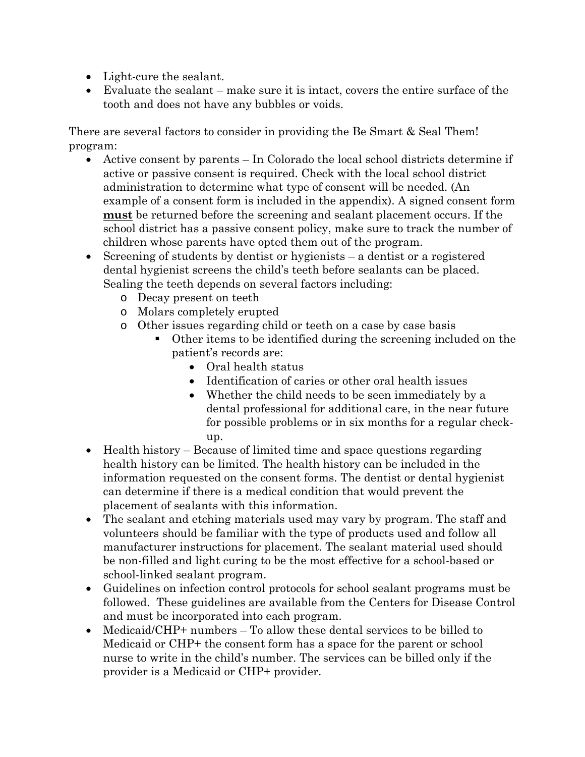- Light-cure the sealant.
- Evaluate the sealant – make sure it is intact, covers the entire surface of the tooth and does not have any bubbles or voids.

There are several factors to consider in providing the Be Smart & Seal Them! program:

- Active consent by parents – In Colorado the local school districts determine if active or passive consent is required. Check with the local school district administration to determine what type of consent will be needed. (An example of a consent form is included in the appendix). A signed consent form **<u>must</u>** be returned before the screening and sealant placement occurs. If the school district has a passive consent policy, make sure to track the number of children whose parents have opted them out of the program.
- Screening of students by dentist or hygienists – a dentist or a registered dental hygienist screens the child's teeth before sealants can be placed. Sealing the teeth depends on several factors including:
  - Decay present on teeth
  - Molars completely erupted
  - Other issues regarding child or teeth on a case by case basis
    - Other items to be identified during the screening included on the patient's records are:
      - Oral health status
      - Identification of caries or other oral health issues
      - Whether the child needs to be seen immediately by a dental professional for additional care, in the near future for possible problems or in six months for a regular check-up.
- Health history – Because of limited time and space questions regarding health history can be limited. The health history can be included in the information requested on the consent forms. The dentist or dental hygienist can determine if there is a medical condition that would prevent the placement of sealants with this information.
- The sealant and etching materials used may vary by program. The staff and volunteers should be familiar with the type of products used and follow all manufacturer instructions for placement. The sealant material used should be non-filled and light curing to be the most effective for a school-based or school-linked sealant program.
- Guidelines on infection control protocols for school sealant programs must be followed. These guidelines are available from the Centers for Disease Control and must be incorporated into each program.
- Medicaid/CHP+ numbers – To allow these dental services to be billed to Medicaid or CHP+ the consent form has a space for the parent or school nurse to write in the child's number. The services can be billed only if the provider is a Medicaid or CHP+ provider.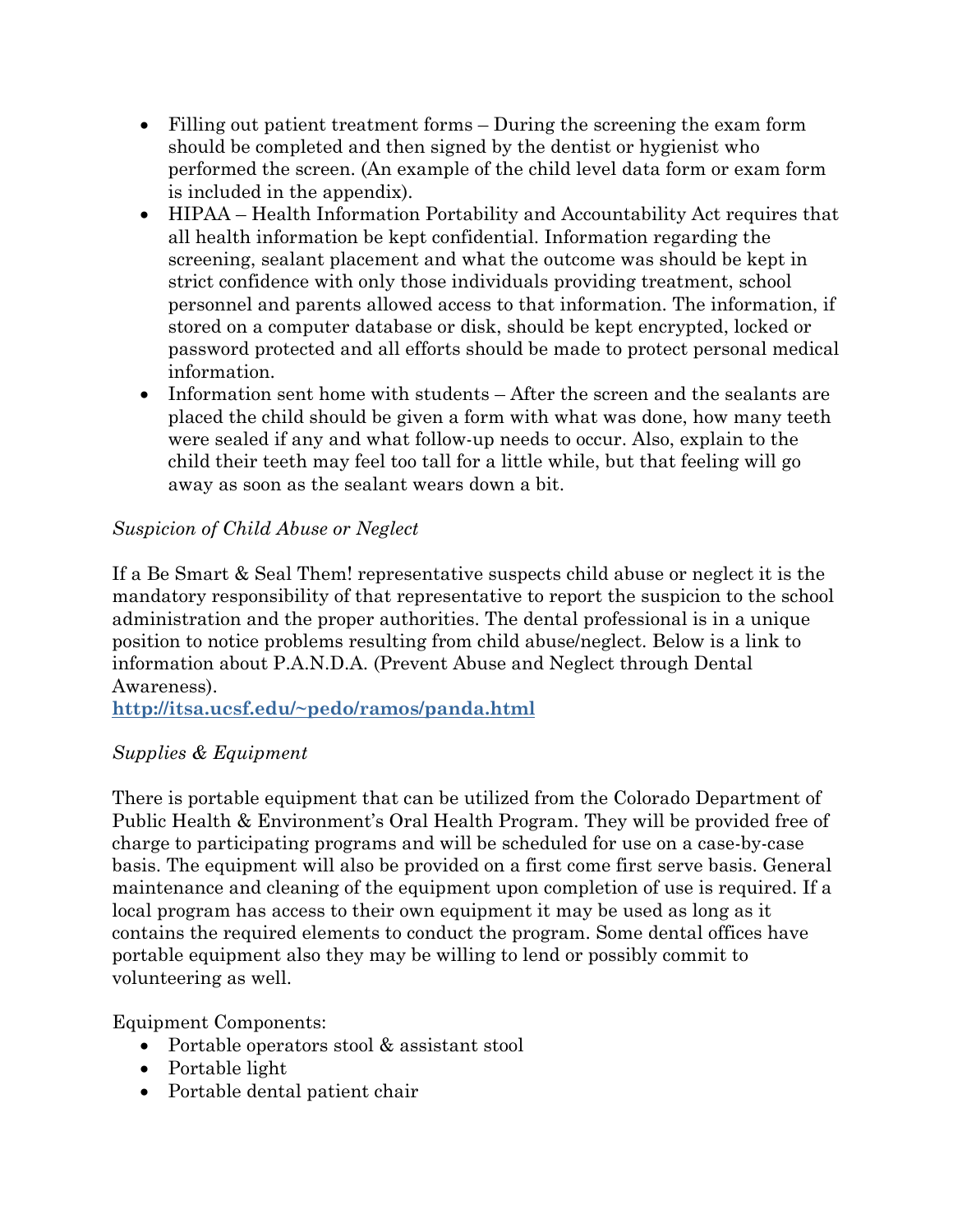- Filling out patient treatment forms – During the screening the exam form should be completed and then signed by the dentist or hygienist who performed the screen. (An example of the child level data form or exam form is included in the appendix).
- HIPAA – Health Information Portability and Accountability Act requires that all health information be kept confidential. Information regarding the screening, sealant placement and what the outcome was should be kept in strict confidence with only those individuals providing treatment, school personnel and parents allowed access to that information. The information, if stored on a computer database or disk, should be kept encrypted, locked or password protected and all efforts should be made to protect personal medical information.
- Information sent home with students – After the screen and the sealants are placed the child should be given a form with what was done, how many teeth were sealed if any and what follow-up needs to occur. Also, explain to the child their teeth may feel too tall for a little while, but that feeling will go away as soon as the sealant wears down a bit.

*Suspicion of Child Abuse or Neglect*

If a Be Smart & Seal Them! representative suspects child abuse or neglect it is the mandatory responsibility of that representative to report the suspicion to the school administration and the proper authorities. The dental professional is in a unique position to notice problems resulting from child abuse/neglect. Below is a link to information about P.A.N.D.A. (Prevent Abuse and Neglect through Dental Awareness).
**http://itsa.ucsf.edu/~pedo/ramos/panda.html**

*Supplies & Equipment*

There is portable equipment that can be utilized from the Colorado Department of Public Health & Environment's Oral Health Program. They will be provided free of charge to participating programs and will be scheduled for use on a case-by-case basis. The equipment will also be provided on a first come first serve basis. General maintenance and cleaning of the equipment upon completion of use is required. If a local program has access to their own equipment it may be used as long as it contains the required elements to conduct the program. Some dental offices have portable equipment also they may be willing to lend or possibly commit to volunteering as well.

Equipment Components:

- Portable operators stool & assistant stool
- Portable light
- Portable dental patient chair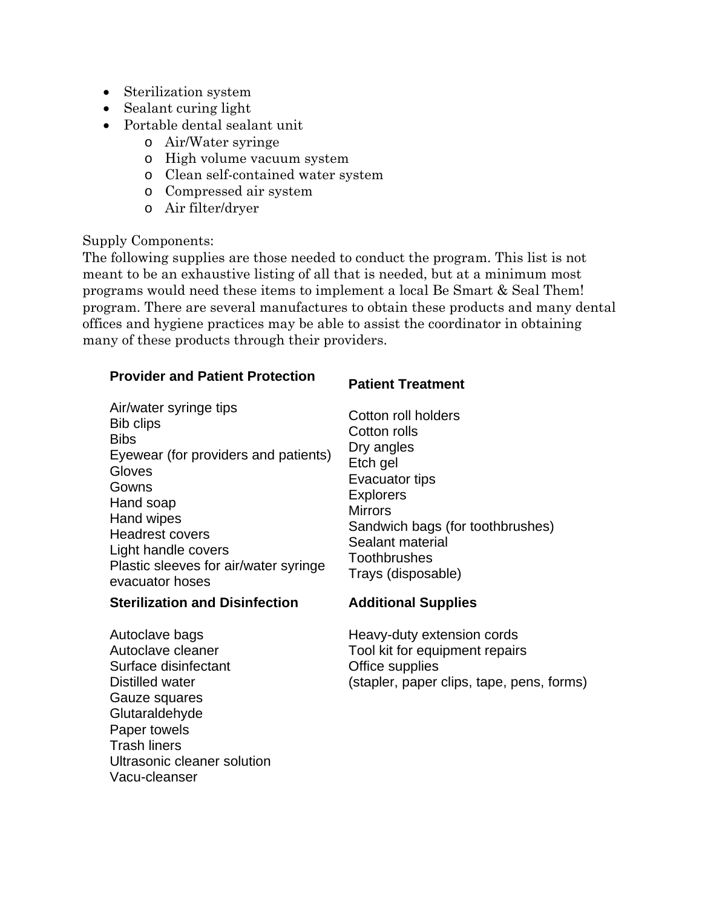- Sterilization system
- Sealant curing light
- Portable dental sealant unit
    - Air/Water syringe
    - High volume vacuum system
    - Clean self-contained water system
    - Compressed air system
    - Air filter/dryer

Supply Components:
The following supplies are those needed to conduct the program. This list is not meant to be an exhaustive listing of all that is needed, but at a minimum most programs would need these items to implement a local Be Smart & Seal Them! program. There are several manufactures to obtain these products and many dental offices and hygiene practices may be able to assist the coordinator in obtaining many of these products through their providers.

**Provider and Patient Protection**

Air/water syringe tips
Bib clips
Bibs
Eyewear (for providers and patients)
Gloves
Gowns
Hand soap
Hand wipes
Headrest covers
Light handle covers
Plastic sleeves for air/water syringe evacuator hoses

**Patient Treatment**

Cotton roll holders
Cotton rolls
Dry angles
Etch gel
Evacuator tips
Explorers
Mirrors
Sandwich bags (for toothbrushes)
Sealant material
Toothbrushes
Trays (disposable)

**Sterilization and Disinfection**

Autoclave bags
Autoclave cleaner
Surface disinfectant
Distilled water
Gauze squares
Glutaraldehyde
Paper towels
Trash liners
Ultrasonic cleaner solution
Vacu-cleanser

**Additional Supplies**

Heavy-duty extension cords
Tool kit for equipment repairs
Office supplies
(stapler, paper clips, tape, pens, forms)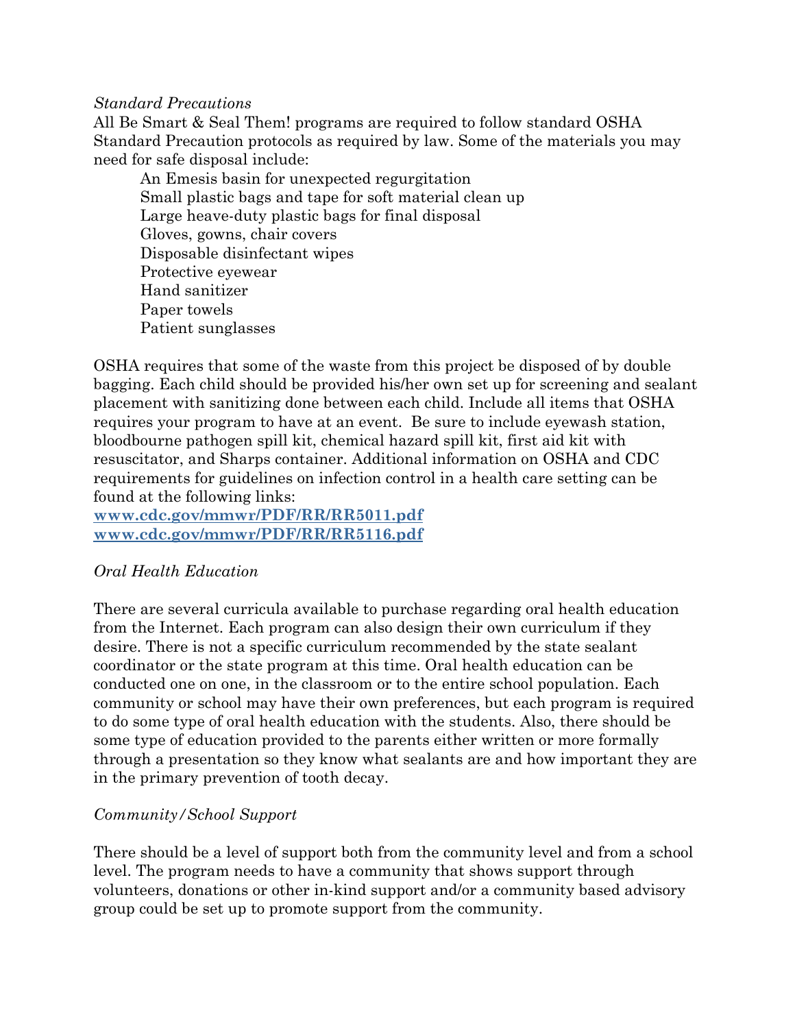*Standard Precautions*

All Be Smart & Seal Them! programs are required to follow standard OSHA Standard Precaution protocols as required by law. Some of the materials you may need for safe disposal include:

- An Emesis basin for unexpected regurgitation
- Small plastic bags and tape for soft material clean up
- Large heave-duty plastic bags for final disposal
- Gloves, gowns, chair covers
- Disposable disinfectant wipes
- Protective eyewear
- Hand sanitizer
- Paper towels
- Patient sunglasses

OSHA requires that some of the waste from this project be disposed of by double bagging. Each child should be provided his/her own set up for screening and sealant placement with sanitizing done between each child. Include all items that OSHA requires your program to have at an event. Be sure to include eyewash station, bloodbourne pathogen spill kit, chemical hazard spill kit, first aid kit with resuscitator, and Sharps container. Additional information on OSHA and CDC requirements for guidelines on infection control in a health care setting can be found at the following links:

**www.cdc.gov/mmwr/PDF/RR/RR5011.pdf**
**www.cdc.gov/mmwr/PDF/RR/RR5116.pdf**

*Oral Health Education*

There are several curricula available to purchase regarding oral health education from the Internet. Each program can also design their own curriculum if they desire. There is not a specific curriculum recommended by the state sealant coordinator or the state program at this time. Oral health education can be conducted one on one, in the classroom or to the entire school population. Each community or school may have their own preferences, but each program is required to do some type of oral health education with the students. Also, there should be some type of education provided to the parents either written or more formally through a presentation so they know what sealants are and how important they are in the primary prevention of tooth decay.

*Community/School Support*

There should be a level of support both from the community level and from a school level. The program needs to have a community that shows support through volunteers, donations or other in-kind support and/or a community based advisory group could be set up to promote support from the community.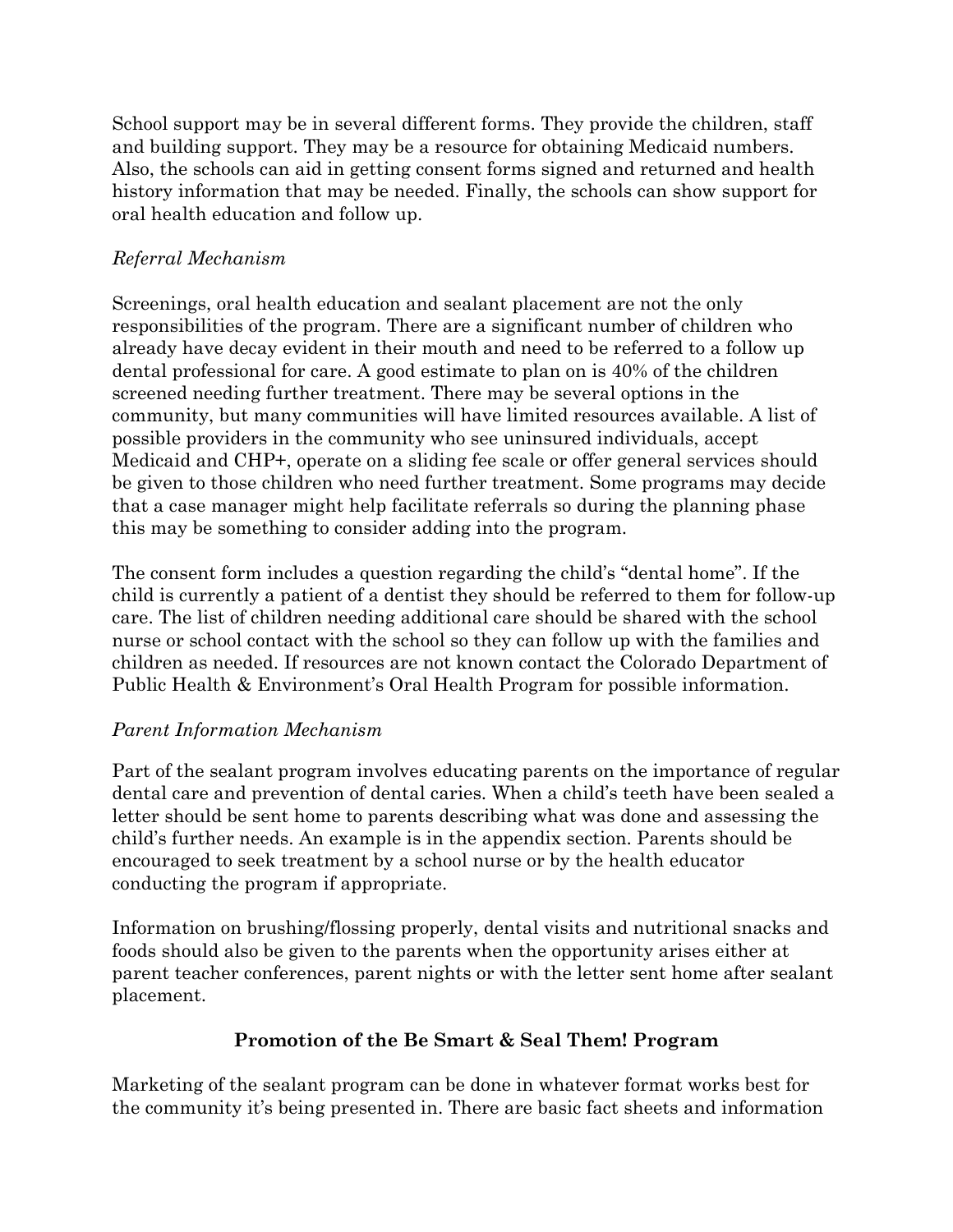School support may be in several different forms. They provide the children, staff and building support. They may be a resource for obtaining Medicaid numbers. Also, the schools can aid in getting consent forms signed and returned and health history information that may be needed. Finally, the schools can show support for oral health education and follow up.

*Referral Mechanism*

Screenings, oral health education and sealant placement are not the only responsibilities of the program. There are a significant number of children who already have decay evident in their mouth and need to be referred to a follow up dental professional for care. A good estimate to plan on is 40% of the children screened needing further treatment. There may be several options in the community, but many communities will have limited resources available. A list of possible providers in the community who see uninsured individuals, accept Medicaid and CHP+, operate on a sliding fee scale or offer general services should be given to those children who need further treatment. Some programs may decide that a case manager might help facilitate referrals so during the planning phase this may be something to consider adding into the program.

The consent form includes a question regarding the child's "dental home". If the child is currently a patient of a dentist they should be referred to them for follow-up care. The list of children needing additional care should be shared with the school nurse or school contact with the school so they can follow up with the families and children as needed. If resources are not known contact the Colorado Department of Public Health & Environment's Oral Health Program for possible information.

*Parent Information Mechanism*

Part of the sealant program involves educating parents on the importance of regular dental care and prevention of dental caries. When a child's teeth have been sealed a letter should be sent home to parents describing what was done and assessing the child's further needs. An example is in the appendix section. Parents should be encouraged to seek treatment by a school nurse or by the health educator conducting the program if appropriate.

Information on brushing/flossing properly, dental visits and nutritional snacks and foods should also be given to the parents when the opportunity arises either at parent teacher conferences, parent nights or with the letter sent home after sealant placement.

## Promotion of the Be Smart & Seal Them! Program

Marketing of the sealant program can be done in whatever format works best for the community it's being presented in. There are basic fact sheets and information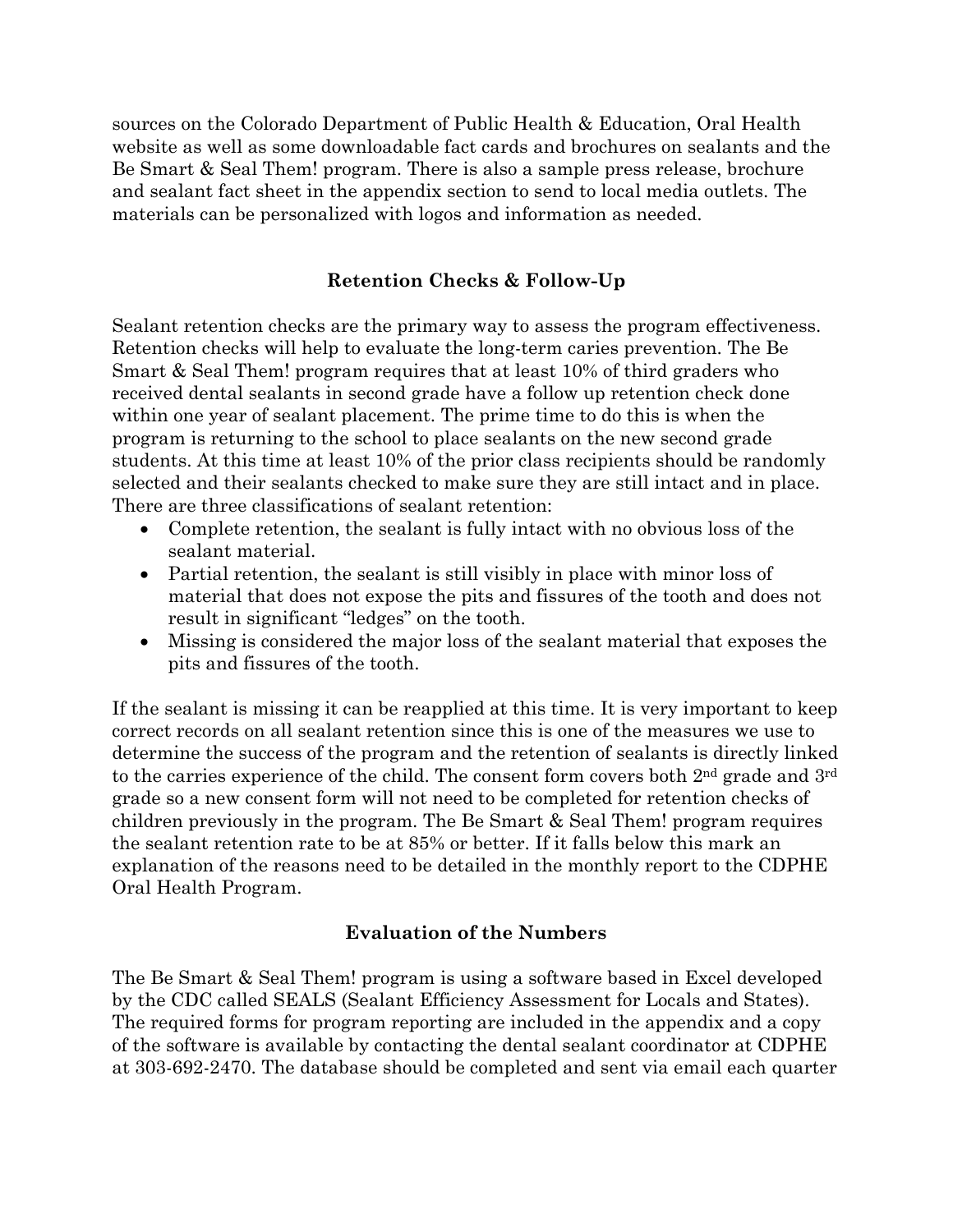sources on the Colorado Department of Public Health & Education, Oral Health website as well as some downloadable fact cards and brochures on sealants and the Be Smart & Seal Them! program. There is also a sample press release, brochure and sealant fact sheet in the appendix section to send to local media outlets. The materials can be personalized with logos and information as needed.

## Retention Checks & Follow-Up

Sealant retention checks are the primary way to assess the program effectiveness. Retention checks will help to evaluate the long-term caries prevention. The Be Smart & Seal Them! program requires that at least 10% of third graders who received dental sealants in second grade have a follow up retention check done within one year of sealant placement. The prime time to do this is when the program is returning to the school to place sealants on the new second grade students. At this time at least 10% of the prior class recipients should be randomly selected and their sealants checked to make sure they are still intact and in place. There are three classifications of sealant retention:

- Complete retention, the sealant is fully intact with no obvious loss of the sealant material.
- Partial retention, the sealant is still visibly in place with minor loss of material that does not expose the pits and fissures of the tooth and does not result in significant "ledges" on the tooth.
- Missing is considered the major loss of the sealant material that exposes the pits and fissures of the tooth.

If the sealant is missing it can be reapplied at this time. It is very important to keep correct records on all sealant retention since this is one of the measures we use to determine the success of the program and the retention of sealants is directly linked to the carries experience of the child. The consent form covers both 2nd grade and 3rd grade so a new consent form will not need to be completed for retention checks of children previously in the program. The Be Smart & Seal Them! program requires the sealant retention rate to be at 85% or better. If it falls below this mark an explanation of the reasons need to be detailed in the monthly report to the CDPHE Oral Health Program.

## Evaluation of the Numbers

The Be Smart & Seal Them! program is using a software based in Excel developed by the CDC called SEALS (Sealant Efficiency Assessment for Locals and States). The required forms for program reporting are included in the appendix and a copy of the software is available by contacting the dental sealant coordinator at CDPHE at 303-692-2470. The database should be completed and sent via email each quarter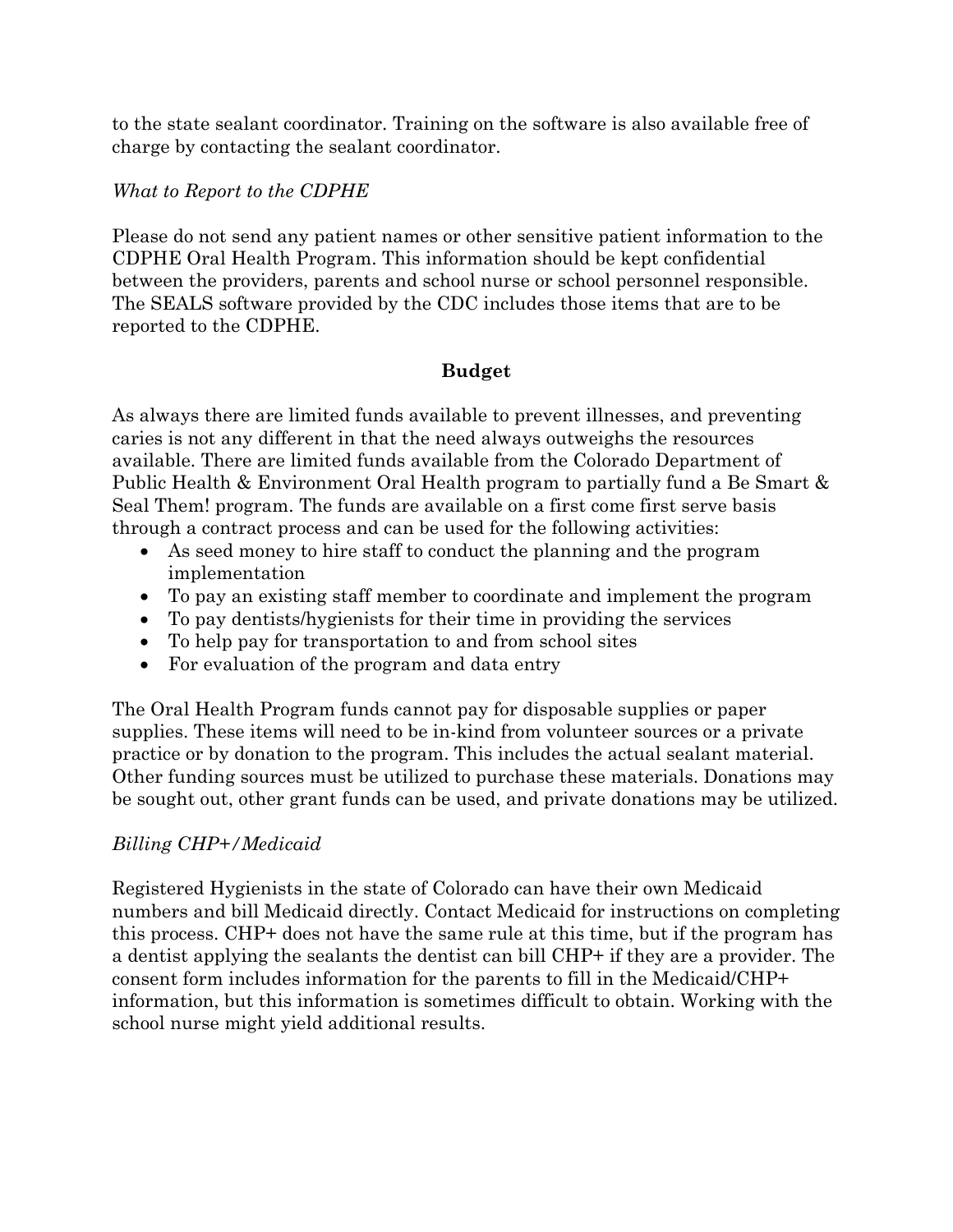to the state sealant coordinator. Training on the software is also available free of charge by contacting the sealant coordinator.

*What to Report to the CDPHE*

Please do not send any patient names or other sensitive patient information to the CDPHE Oral Health Program. This information should be kept confidential between the providers, parents and school nurse or school personnel responsible. The SEALS software provided by the CDC includes those items that are to be reported to the CDPHE.

## Budget

As always there are limited funds available to prevent illnesses, and preventing caries is not any different in that the need always outweighs the resources available. There are limited funds available from the Colorado Department of Public Health & Environment Oral Health program to partially fund a Be Smart & Seal Them! program. The funds are available on a first come first serve basis through a contract process and can be used for the following activities:

- As seed money to hire staff to conduct the planning and the program implementation
- To pay an existing staff member to coordinate and implement the program
- To pay dentists/hygienists for their time in providing the services
- To help pay for transportation to and from school sites
- For evaluation of the program and data entry

The Oral Health Program funds cannot pay for disposable supplies or paper supplies. These items will need to be in-kind from volunteer sources or a private practice or by donation to the program. This includes the actual sealant material. Other funding sources must be utilized to purchase these materials. Donations may be sought out, other grant funds can be used, and private donations may be utilized.

*Billing CHP+/Medicaid*

Registered Hygienists in the state of Colorado can have their own Medicaid numbers and bill Medicaid directly. Contact Medicaid for instructions on completing this process. CHP+ does not have the same rule at this time, but if the program has a dentist applying the sealants the dentist can bill CHP+ if they are a provider. The consent form includes information for the parents to fill in the Medicaid/CHP+ information, but this information is sometimes difficult to obtain. Working with the school nurse might yield additional results.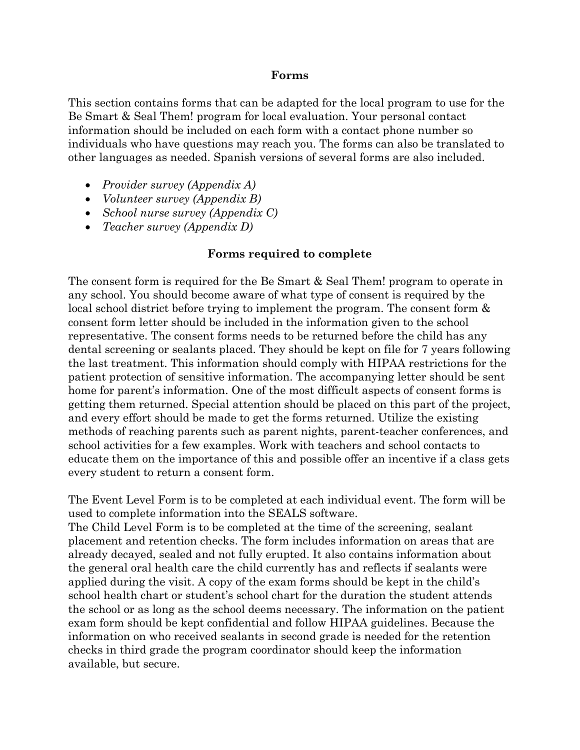## Forms

This section contains forms that can be adapted for the local program to use for the Be Smart & Seal Them! program for local evaluation. Your personal contact information should be included on each form with a contact phone number so individuals who have questions may reach you. The forms can also be translated to other languages as needed. Spanish versions of several forms are also included.

- *Provider survey (Appendix A)*
- *Volunteer survey (Appendix B)*
- *School nurse survey (Appendix C)*
- *Teacher survey (Appendix D)*

## Forms required to complete

The consent form is required for the Be Smart & Seal Them! program to operate in any school. You should become aware of what type of consent is required by the local school district before trying to implement the program. The consent form & consent form letter should be included in the information given to the school representative. The consent forms needs to be returned before the child has any dental screening or sealants placed. They should be kept on file for 7 years following the last treatment. This information should comply with HIPAA restrictions for the patient protection of sensitive information. The accompanying letter should be sent home for parent's information. One of the most difficult aspects of consent forms is getting them returned. Special attention should be placed on this part of the project, and every effort should be made to get the forms returned. Utilize the existing methods of reaching parents such as parent nights, parent-teacher conferences, and school activities for a few examples. Work with teachers and school contacts to educate them on the importance of this and possible offer an incentive if a class gets every student to return a consent form.

The Event Level Form is to be completed at each individual event. The form will be used to complete information into the SEALS software.

The Child Level Form is to be completed at the time of the screening, sealant placement and retention checks. The form includes information on areas that are already decayed, sealed and not fully erupted. It also contains information about the general oral health care the child currently has and reflects if sealants were applied during the visit. A copy of the exam forms should be kept in the child's school health chart or student's school chart for the duration the student attends the school or as long as the school deems necessary. The information on the patient exam form should be kept confidential and follow HIPAA guidelines. Because the information on who received sealants in second grade is needed for the retention checks in third grade the program coordinator should keep the information available, but secure.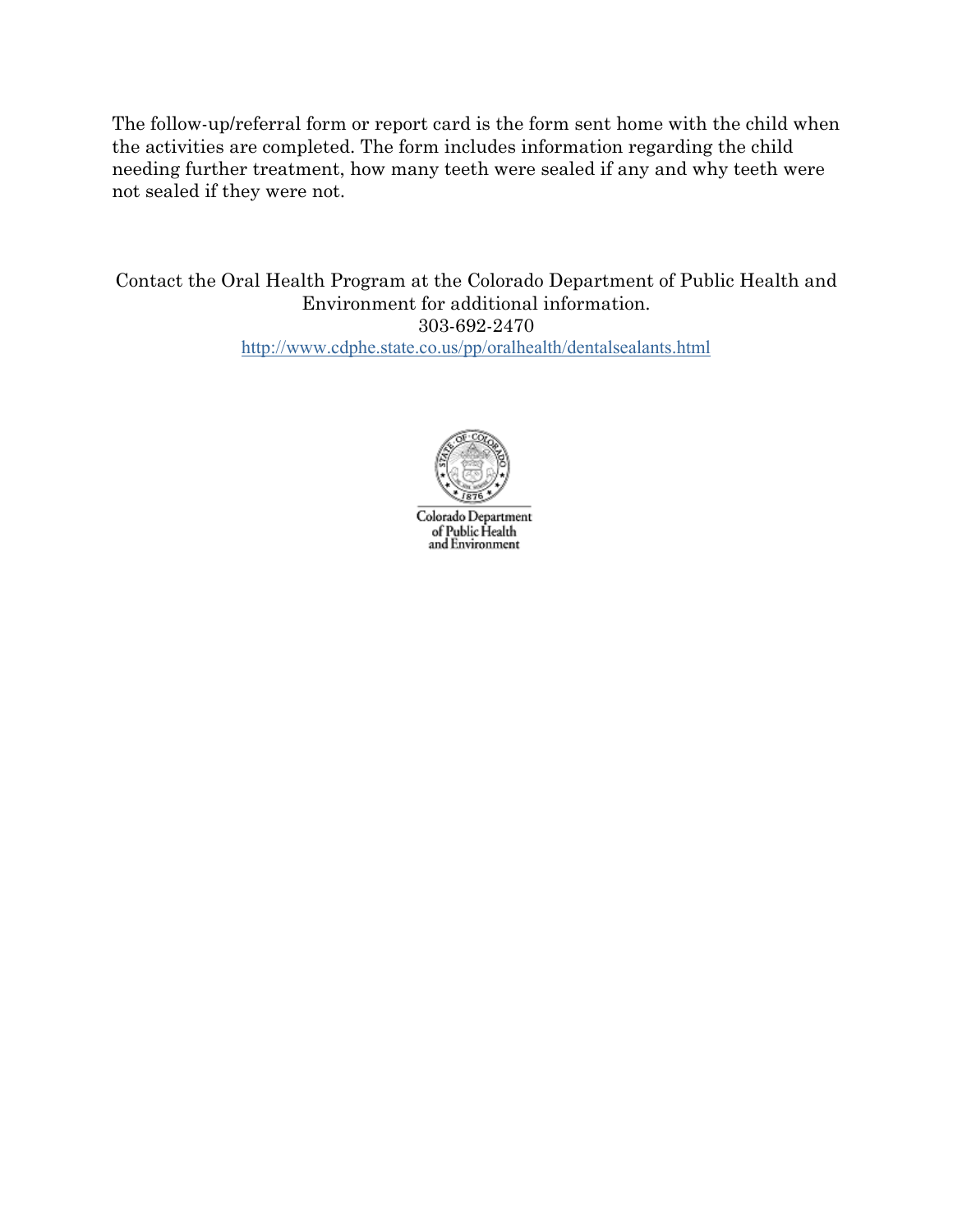The follow-up/referral form or report card is the form sent home with the child when the activities are completed. The form includes information regarding the child needing further treatment, how many teeth were sealed if any and why teeth were not sealed if they were not.

Contact the Oral Health Program at the Colorado Department of Public Health and Environment for additional information.
303-692-2470
http://www.cdphe.state.co.us/pp/oralhealth/dentalsealants.html

Colorado Department of Public Health and Environment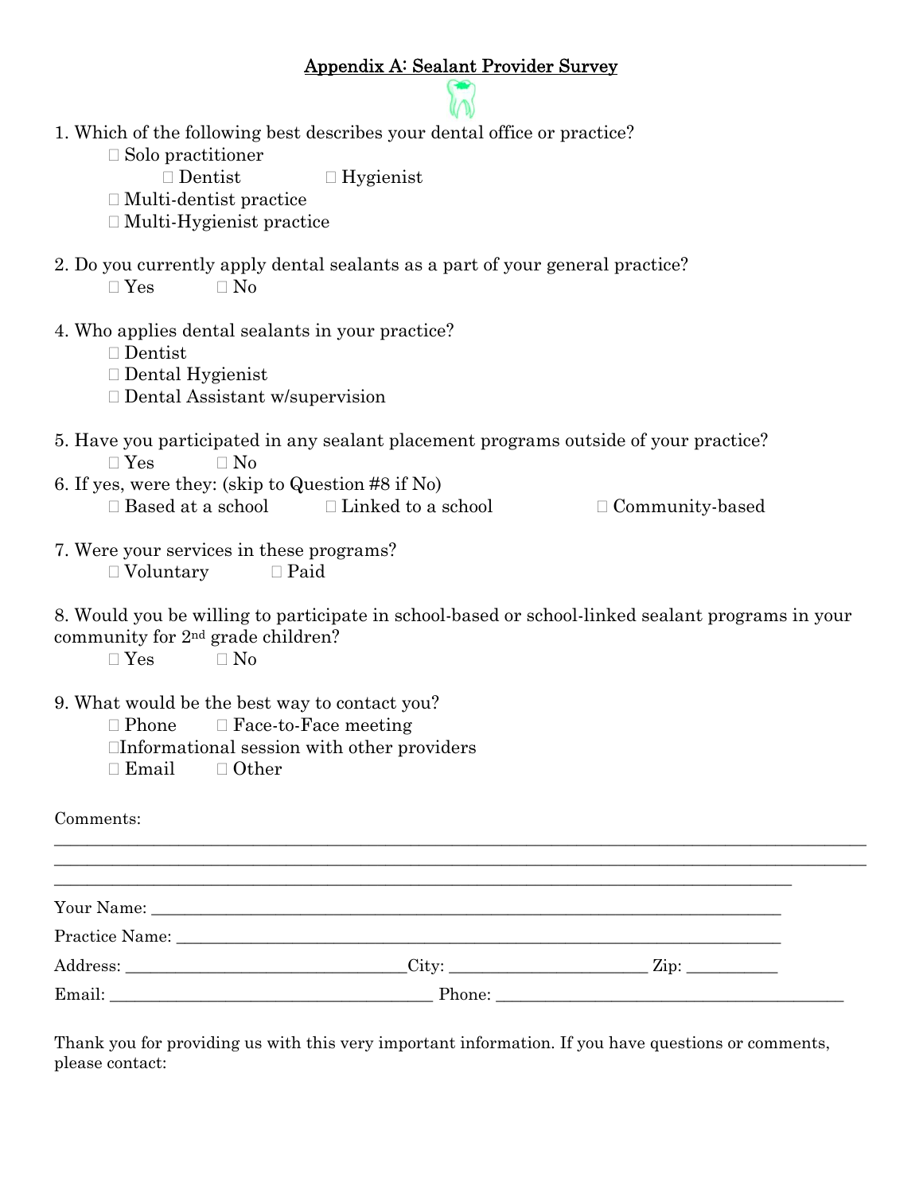## Appendix A: Sealant Provider Survey

1. Which of the following best describes your dental office or practice?
   - ☐ Solo practitioner
     - ☐ Dentist ☐ Hygienist
   - ☐ Multi-dentist practice
   - ☐ Multi-Hygienist practice

2. Do you currently apply dental sealants as a part of your general practice?
   - ☐ Yes ☐ No

4. Who applies dental sealants in your practice?
   - ☐ Dentist
   - ☐ Dental Hygienist
   - ☐ Dental Assistant w/supervision

5. Have you participated in any sealant placement programs outside of your practice?
   - ☐ Yes ☐ No

6. If yes, were they: (skip to Question #8 if No)
   - ☐ Based at a school ☐ Linked to a school ☐ Community-based

7. Were your services in these programs?
   - ☐ Voluntary ☐ Paid

8. Would you be willing to participate in school-based or school-linked sealant programs in your community for 2nd grade children?
   - ☐ Yes ☐ No

9. What would be the best way to contact you?
   - ☐ Phone ☐ Face-to-Face meeting
   - ☐ Informational session with other providers
   - ☐ Email ☐ Other

Comments:
______________________________________________________________________________
______________________________________________________________________________
______________________________________________________________________________

Your Name: ______________________________________________________________

Practice Name: ___________________________________________________________

Address: ____________________________ City: ____________________ Zip: __________

Email: __________________________________ Phone: ____________________________________

Thank you for providing us with this very important information. If you have questions or comments, please contact: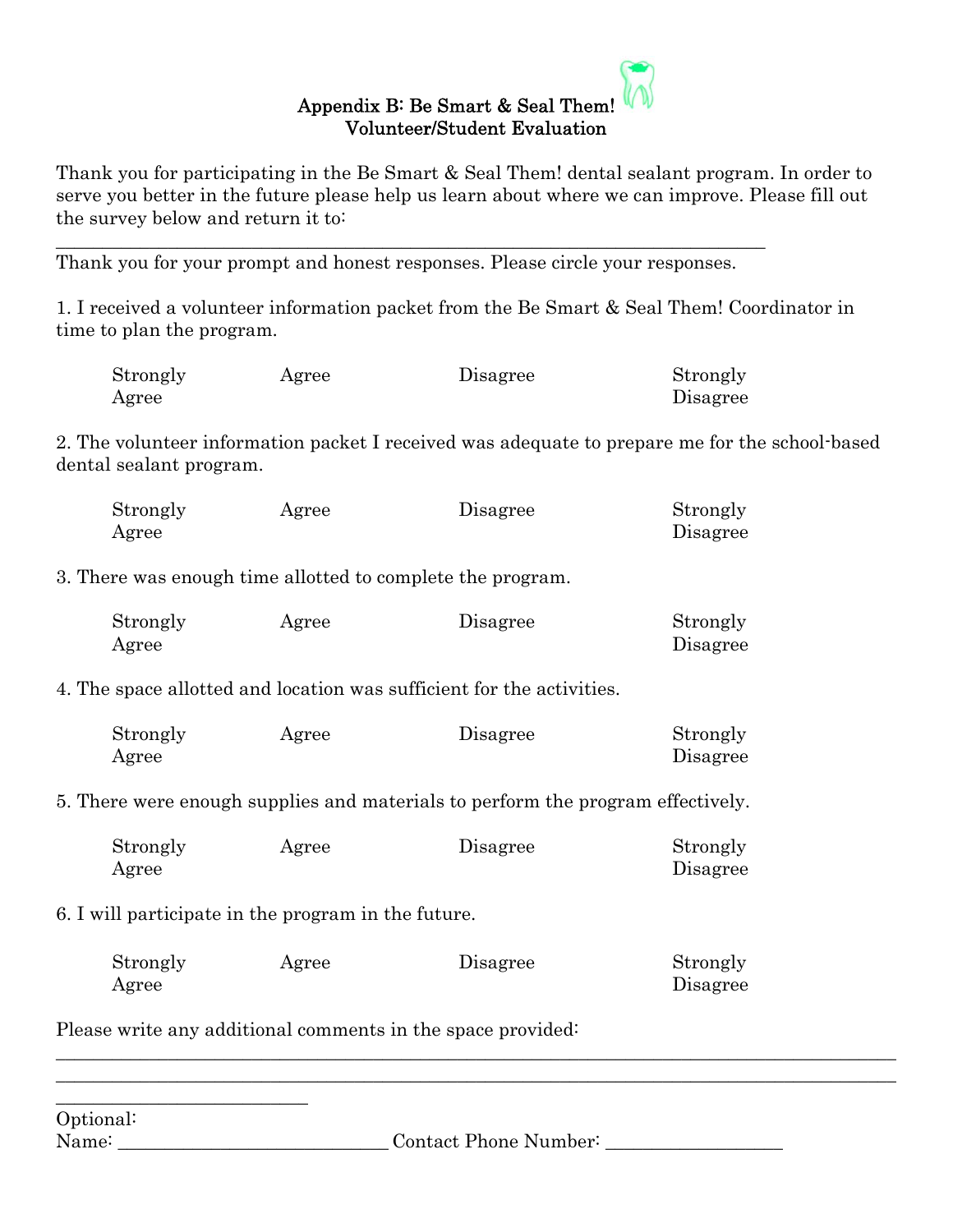## Appendix B: Be Smart & Seal Them!
## Volunteer/Student Evaluation

Thank you for participating in the Be Smart & Seal Them! dental sealant program. In order to serve you better in the future please help us learn about where we can improve. Please fill out the survey below and return it to:

______________________________________________________________________________

Thank you for your prompt and honest responses. Please circle your responses.

1. I received a volunteer information packet from the Be Smart & Seal Them! Coordinator in time to plan the program.

| Strongly Agree | Agree | Disagree | Strongly Disagree |
|---|---|---|---|

2. The volunteer information packet I received was adequate to prepare me for the school-based dental sealant program.

| Strongly Agree | Agree | Disagree | Strongly Disagree |
|---|---|---|---|

3. There was enough time allotted to complete the program.

| Strongly Agree | Agree | Disagree | Strongly Disagree |
|---|---|---|---|

4. The space allotted and location was sufficient for the activities.

| Strongly Agree | Agree | Disagree | Strongly Disagree |
|---|---|---|---|

5. There were enough supplies and materials to perform the program effectively.

| Strongly Agree | Agree | Disagree | Strongly Disagree |
|---|---|---|---|

6. I will participate in the program in the future.

| Strongly Agree | Agree | Disagree | Strongly Disagree |
|---|---|---|---|

Please write any additional comments in the space provided:

______________________________________________________________________________

______________________________________________________________________________

____________________________

Optional:

Name: ____________________________ Contact Phone Number: __________________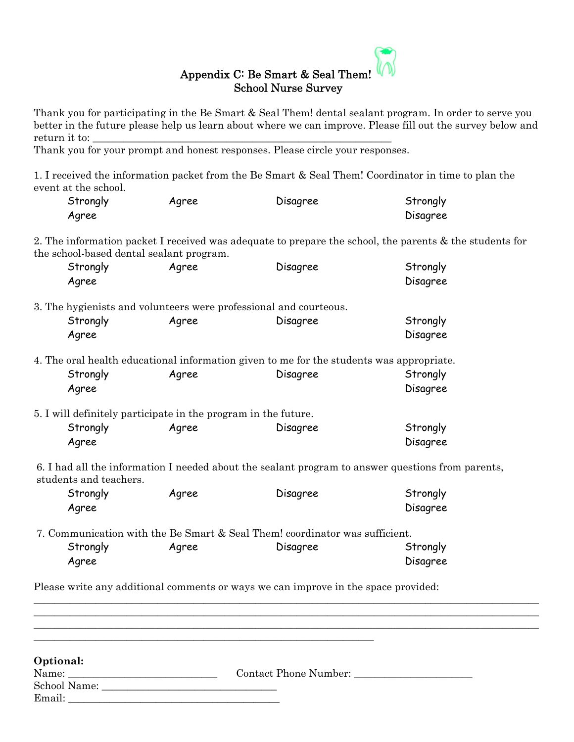## Appendix C: Be Smart & Seal Them!
## School Nurse Survey

Thank you for participating in the Be Smart & Seal Them! dental sealant program. In order to serve you better in the future please help us learn about where we can improve. Please fill out the survey below and return it to: _______________________________________________________

Thank you for your prompt and honest responses. Please circle your responses.

1. I received the information packet from the Be Smart & Seal Them! Coordinator in time to plan the event at the school.

   Strongly Agree     Agree     Disagree     Strongly Disagree

2. The information packet I received was adequate to prepare the school, the parents & the students for the school-based dental sealant program.

   Strongly Agree     Agree     Disagree     Strongly Disagree

3. The hygienists and volunteers were professional and courteous.

   Strongly Agree     Agree     Disagree     Strongly Disagree

4. The oral health educational information given to me for the students was appropriate.

   Strongly Agree     Agree     Disagree     Strongly Disagree

5. I will definitely participate in the program in the future.

   Strongly Agree     Agree     Disagree     Strongly Disagree

6. I had all the information I needed about the sealant program to answer questions from parents, students and teachers.

   Strongly Agree     Agree     Disagree     Strongly Disagree

7. Communication with the Be Smart & Seal Them! coordinator was sufficient.

   Strongly Agree     Agree     Disagree     Strongly Disagree

Please write any additional comments or ways we can improve in the space provided:

______________________________________________________________________________________

______________________________________________________________________________________

______________________________________________________________________________________

____________________________________________________________

**Optional:**

Name: ____________________________ Contact Phone Number: ______________________

School Name: ________________________________

Email: ________________________________________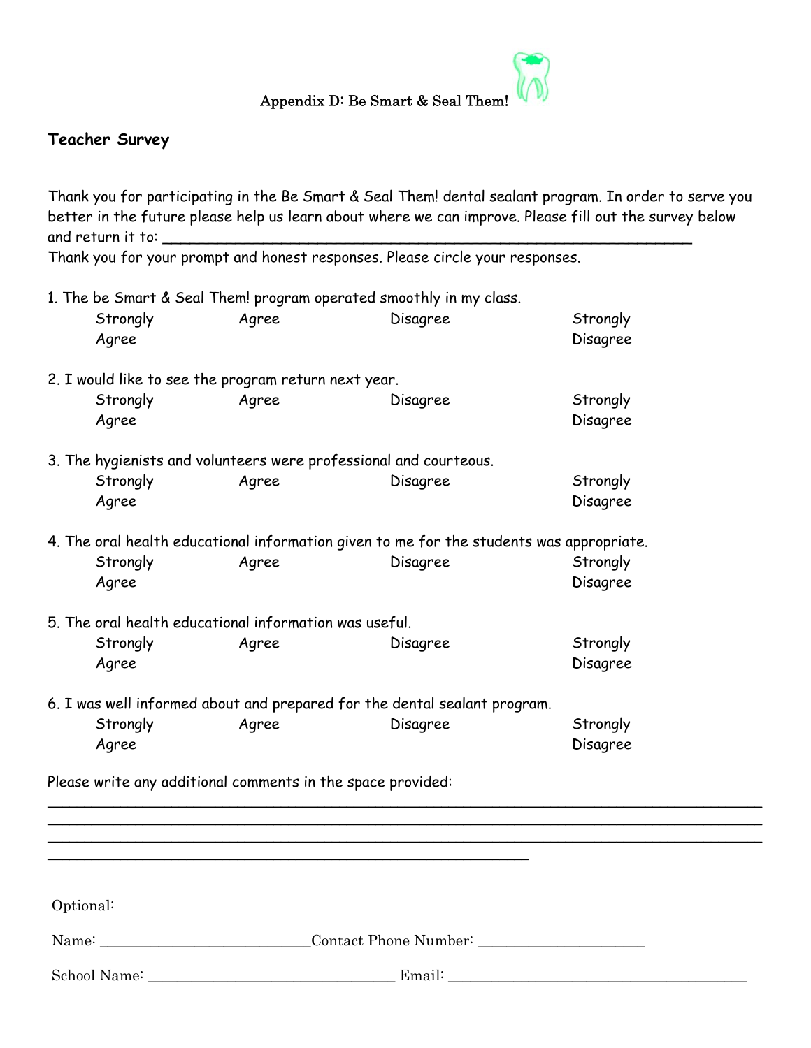Appendix D: Be Smart & Seal Them!

## Teacher Survey

Thank you for participating in the Be Smart & Seal Them! dental sealant program. In order to serve you better in the future please help us learn about where we can improve. Please fill out the survey below and return it to: ________________________________________________________________
Thank you for your prompt and honest responses. Please circle your responses.

1. The be Smart & Seal Them! program operated smoothly in my class.

   Strongly Agree    Agree    Disagree    Strongly Disagree

2. I would like to see the program return next year.

   Strongly Agree    Agree    Disagree    Strongly Disagree

3. The hygienists and volunteers were professional and courteous.

   Strongly Agree    Agree    Disagree    Strongly Disagree

4. The oral health educational information given to me for the students was appropriate.

   Strongly Agree    Agree    Disagree    Strongly Disagree

5. The oral health educational information was useful.

   Strongly Agree    Agree    Disagree    Strongly Disagree

6. I was well informed about and prepared for the dental sealant program.

   Strongly Agree    Agree    Disagree    Strongly Disagree

Please write any additional comments in the space provided:
______________________________________________________________________________
______________________________________________________________________________
______________________________________________________________________________
__________________________________________________

Optional:

Name: ____________________________Contact Phone Number: ______________________

School Name: _________________________________ Email: ________________________________________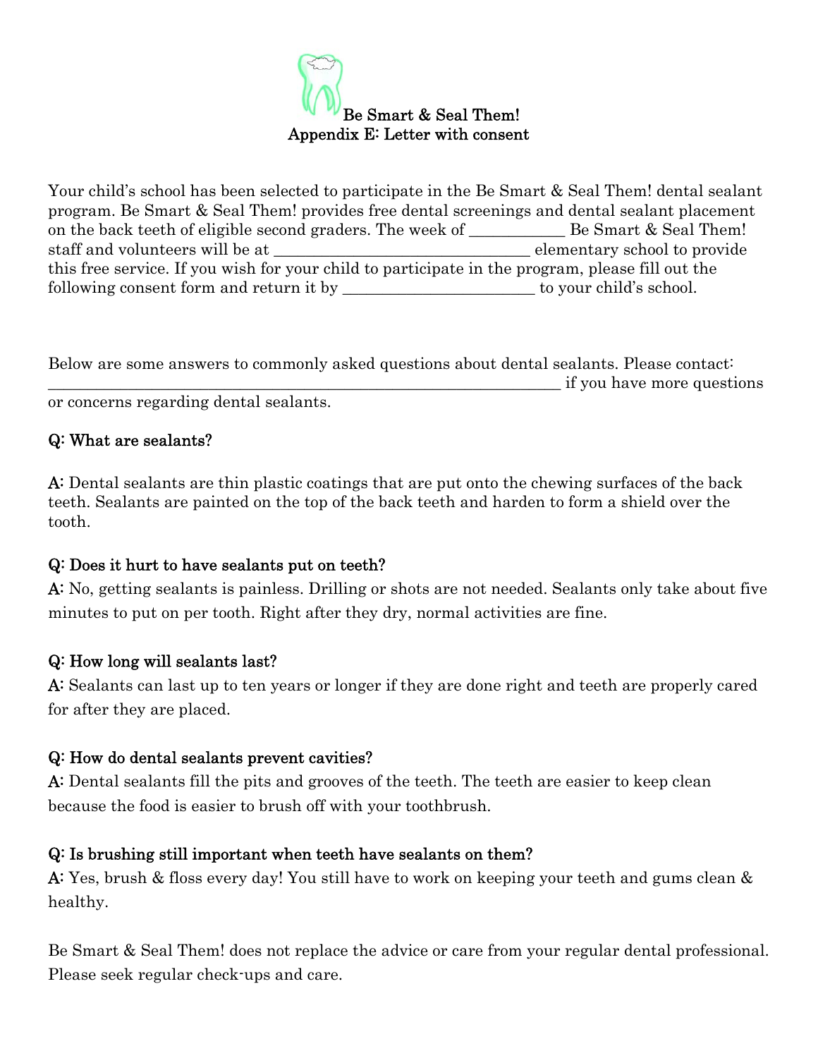# Be Smart & Seal Them!
## Appendix E: Letter with consent

Your child's school has been selected to participate in the Be Smart & Seal Them! dental sealant program. Be Smart & Seal Them! provides free dental screenings and dental sealant placement on the back teeth of eligible second graders. The week of ___________ Be Smart & Seal Them! staff and volunteers will be at ______________________________ elementary school to provide this free service. If you wish for your child to participate in the program, please fill out the following consent form and return it by ______________________ to your child's school.

Below are some answers to commonly asked questions about dental sealants. Please contact: ______________________________________________________________ if you have more questions or concerns regarding dental sealants.

**Q: What are sealants?**

**A:** Dental sealants are thin plastic coatings that are put onto the chewing surfaces of the back teeth. Sealants are painted on the top of the back teeth and harden to form a shield over the tooth.

**Q: Does it hurt to have sealants put on teeth?**

**A:** No, getting sealants is painless. Drilling or shots are not needed. Sealants only take about five minutes to put on per tooth. Right after they dry, normal activities are fine.

**Q: How long will sealants last?**

**A:** Sealants can last up to ten years or longer if they are done right and teeth are properly cared for after they are placed.

**Q: How do dental sealants prevent cavities?**

**A:** Dental sealants fill the pits and grooves of the teeth. The teeth are easier to keep clean because the food is easier to brush off with your toothbrush.

**Q: Is brushing still important when teeth have sealants on them?**

**A:** Yes, brush & floss every day! You still have to work on keeping your teeth and gums clean & healthy.

Be Smart & Seal Them! does not replace the advice or care from your regular dental professional. Please seek regular check-ups and care.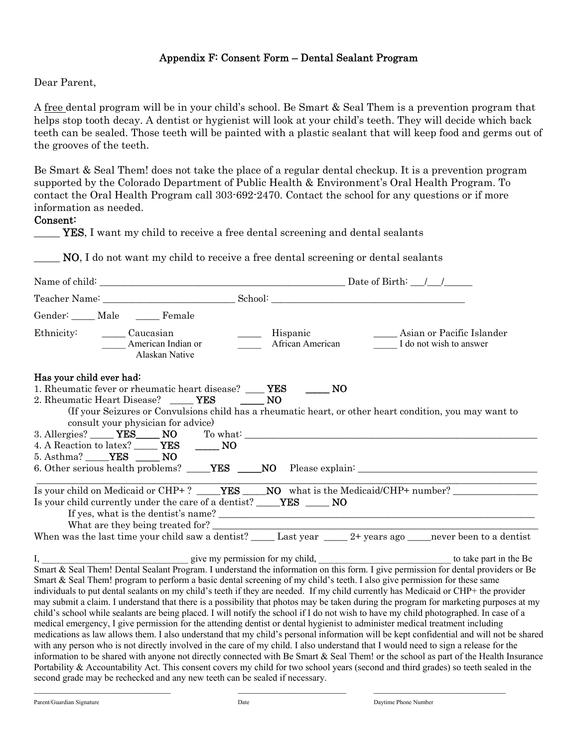## Appendix F: Consent Form – Dental Sealant Program

Dear Parent,

A free dental program will be in your child's school. Be Smart & Seal Them is a prevention program that helps stop tooth decay. A dentist or hygienist will look at your child's teeth. They will decide which back teeth can be sealed. Those teeth will be painted with a plastic sealant that will keep food and germs out of the grooves of the teeth.

Be Smart & Seal Them! does not take the place of a regular dental checkup. It is a prevention program supported by the Colorado Department of Public Health & Environment's Oral Health Program. To contact the Oral Health Program call 303-692-2470. Contact the school for any questions or if more information as needed.

**Consent:**

_____ **YES**, I want my child to receive a free dental screening and dental sealants

_____ **NO**, I do not want my child to receive a free dental screening or dental sealants

Name of child: ______________________________________________ Date of Birth: ___/___/______

Teacher Name: _________________________ School: ____________________________________

Gender: _____ Male _____ Female

Ethnicity: _____ Caucasian _____ Hispanic _____ Asian or Pacific Islander
_____ American Indian or Alaskan Native _____ African American _____ I do not wish to answer

**Has your child ever had:**

1. Rheumatic fever or rheumatic heart disease? ____ **YES** _____ **NO**
2. Rheumatic Heart Disease? _____ **YES** _____ **NO**
   (If your Seizures or Convulsions child has a rheumatic heart, or other heart condition, you may want to consult your physician for advice)
3. Allergies? _____ **YES**_____ **NO** To what: ___________________________________________________
4. A Reaction to latex? _____ **YES** _____ **NO**
5. Asthma? _____**YES** _____ **NO**
6. Other serious health problems? _____**YES** _____**NO** Please explain: ________________________________

_____________________________________________________________________________________

Is your child on Medicaid or CHP+ ? _____**YES** _____**NO** what is the Medicaid/CHP+ number? _______________

Is your child currently under the care of a dentist? _____**YES** _____ **NO**

If yes, what is the dentist's name? ___________________________________________________________

What are they being treated for? ____________________________________________________________

When was the last time your child saw a dentist? _____ Last year _____ 2+ years ago _____never been to a dentist

I, ____________________________ give my permission for my child, _________________________ to take part in the Be Smart & Seal Them! Dental Sealant Program. I understand the information on this form. I give permission for dental providers or Be Smart & Seal Them! program to perform a basic dental screening of my child's teeth. I also give permission for these same individuals to put dental sealants on my child's teeth if they are needed. If my child currently has Medicaid or CHP+ the provider may submit a claim. I understand that there is a possibility that photos may be taken during the program for marketing purposes at my child's school while sealants are being placed. I will notify the school if I do not wish to have my child photographed. In case of a medical emergency, I give permission for the attending dentist or dental hygienist to administer medical treatment including medications as law allows them. I also understand that my child's personal information will be kept confidential and will not be shared with any person who is not directly involved in the care of my child. I also understand that I would need to sign a release for the information to be shared with anyone not directly connected with Be Smart & Seal Them! or the school as part of the Health Insurance Portability & Accountability Act. This consent covers my child for two school years (second and third grades) so teeth sealed in the second grade may be rechecked and any new teeth can be sealed if necessary.

_____________________________ _________________________ _____________________________

Parent/Guardian Signature Date Daytime Phone Number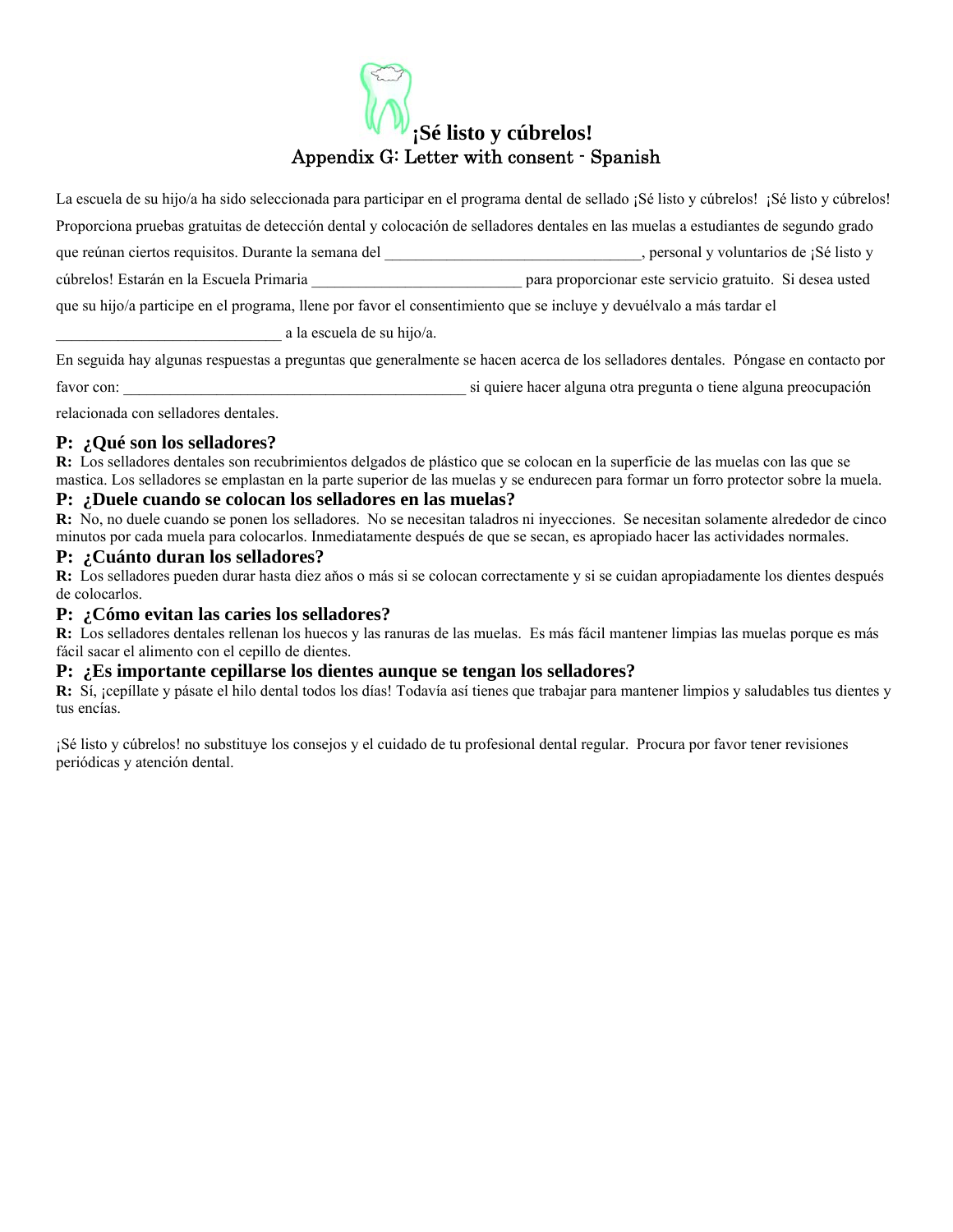# ¡Sé listo y cúbrelos!

## Appendix G: Letter with consent - Spanish

La escuela de su hijo/a ha sido seleccionada para participar en el programa dental de sellado ¡Sé listo y cúbrelos! ¡Sé listo y cúbrelos! Proporciona pruebas gratuitas de detección dental y colocación de selladores dentales en las muelas a estudiantes de segundo grado que reúnan ciertos requisitos. Durante la semana del _________________________________, personal y voluntarios de ¡Sé listo y cúbrelos! Estarán en la Escuela Primaria ___________________________ para proporcionar este servicio gratuito. Si desea usted que su hijo/a participe en el programa, llene por favor el consentimiento que se incluye y devuélvalo a más tardar el _____________________________ a la escuela de su hijo/a.

En seguida hay algunas respuestas a preguntas que generalmente se hacen acerca de los selladores dentales. Póngase en contacto por favor con: ____________________________________________ si quiere hacer alguna otra pregunta o tiene alguna preocupación relacionada con selladores dentales.

### P: ¿Qué son los selladores?

**R:** Los selladores dentales son recubrimientos delgados de plástico que se colocan en la superficie de las muelas con las que se mastica. Los selladores se emplastan en la parte superior de las muelas y se endurecen para formar un forro protector sobre la muela.

### P: ¿Duele cuando se colocan los selladores en las muelas?

**R:** No, no duele cuando se ponen los selladores. No se necesitan taladros ni inyecciones. Se necesitan solamente alrededor de cinco minutos por cada muela para colocarlos. Inmediatamente después de que se secan, es apropiado hacer las actividades normales.

### P: ¿Cuánto duran los selladores?

**R:** Los selladores pueden durar hasta diez años o más si se colocan correctamente y si se cuidan apropiadamente los dientes después de colocarlos.

### P: ¿Cómo evitan las caries los selladores?

**R:** Los selladores dentales rellenan los huecos y las ranuras de las muelas. Es más fácil mantener limpias las muelas porque es más fácil sacar el alimento con el cepillo de dientes.

### P: ¿Es importante cepillarse los dientes aunque se tengan los selladores?

**R:** Sí, ¡cepíllate y pásate el hilo dental todos los días! Todavía así tienes que trabajar para mantener limpios y saludables tus dientes y tus encías.

¡Sé listo y cúbrelos! no substituye los consejos y el cuidado de tu profesional dental regular. Procura por favor tener revisiones periódicas y atención dental.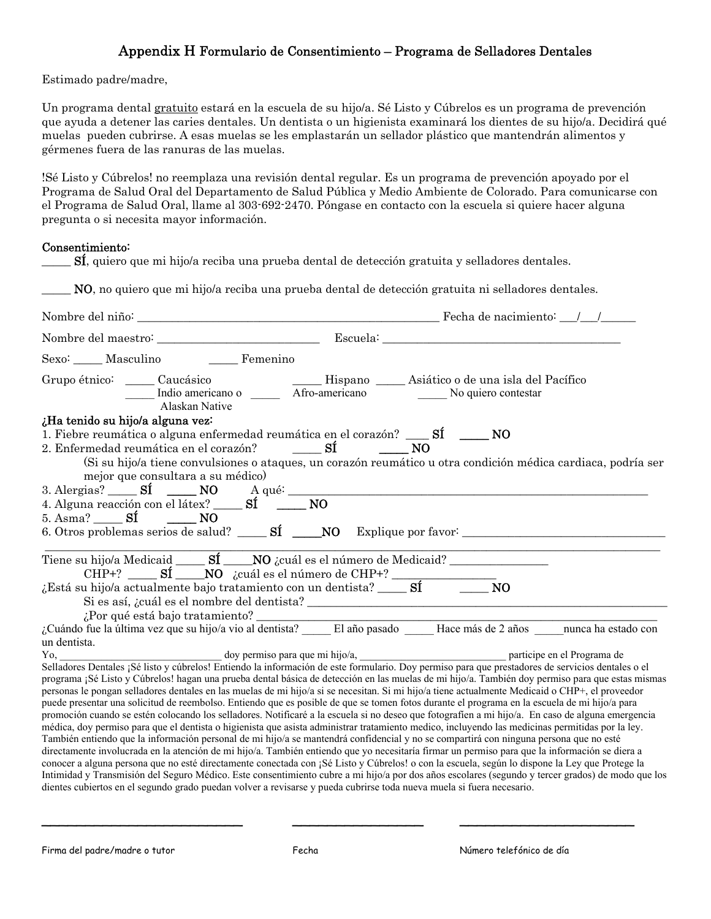## Appendix H Formulario de Consentimiento – Programa de Selladores Dentales

Estimado padre/madre,

Un programa dental gratuito estará en la escuela de su hijo/a. Sé Listo y Cúbrelos es un programa de prevención que ayuda a detener las caries dentales. Un dentista o un higienista examinará los dientes de su hijo/a. Decidirá qué muelas pueden cubrirse. A esas muelas se les emplastarán un sellador plástico que mantendrán alimentos y gérmenes fuera de las ranuras de las muelas.

!Sé Listo y Cúbrelos! no reemplaza una revisión dental regular. Es un programa de prevención apoyado por el Programa de Salud Oral del Departamento de Salud Pública y Medio Ambiente de Colorado. Para comunicarse con el Programa de Salud Oral, llame al 303-692-2470. Póngase en contacto con la escuela si quiere hacer alguna pregunta o si necesita mayor información.

**Consentimiento:**

_____ **SÍ**, quiero que mi hijo/a reciba una prueba dental de detección gratuita y selladores dentales.

_____ **NO**, no quiero que mi hijo/a reciba una prueba dental de detección gratuita ni selladores dentales.

Nombre del niño: ____________________________________________________ Fecha de nacimiento: ___/___/______

Nombre del maestro: ____________________________ Escuela: __________________________________________

Sexo: _____ Masculino _____ Femenino

Grupo étnico: _____ Caucásico _____ Hispano _____ Asiático o de una isla del Pacífico
_____ Indio americano o Alaskan Native _____ Afro-americano _____ No quiero contestar

**¿Ha tenido su hijo/a alguna vez:**

1. Fiebre reumática o alguna enfermedad reumática en el corazón? ____ **SÍ** _____ **NO**
2. Enfermedad reumática en el corazón? _____ **SÍ** _____ **NO**
   (Si su hijo/a tiene convulsiones o ataques, un corazón reumático u otra condición médica cardiaca, podría ser mejor que consultara a su médico)
3. Alergias? _____ **SÍ** _____ **NO** A qué: ______________________________________________________________
4. Alguna reacción con el látex? _____ **SÍ** _____ **NO**
5. Asma? _____ **SÍ** _____ **NO**
6. Otros problemas serios de salud? _____ **SÍ** _____**NO** Explique por favor: ___________________________________

_____________________________________________________________________________________________________

Tiene su hijo/a Medicaid _____ **SÍ** _____**NO** ¿cuál es el número de Medicaid? ________________
CHP+? _____ **SÍ** _____**NO** ¿cuál es el número de CHP+? _________________

¿Está su hijo/a actualmente bajo tratamiento con un dentista? _____ **SÍ** _____ **NO**
Si es así, ¿cuál es el nombre del dentista? _______________________________________________________________
¿Por qué está bajo tratamiento? _______________________________________________________________________

¿Cuándo fue la última vez que su hijo/a vio al dentista? _____ El año pasado _____ Hace más de 2 años _____nunca ha estado con un dentista.

Yo, _____________________________ doy permiso para que mi hijo/a, ___________________________ participe en el Programa de Selladores Dentales ¡Sé listo y cúbrelos! Entiendo la información de este formulario. Doy permiso para que prestadores de servicios dentales o el programa ¡Sé Listo y Cúbrelos! hagan una prueba dental básica de detección en las muelas de mi hijo/a. También doy permiso para que estas mismas personas le pongan selladores dentales en las muelas de mi hijo/a si se necesitan. Si mi hijo/a tiene actualmente Medicaid o CHP+, el proveedor puede presentar una solicitud de reembolso. Entiendo que es posible de que se tomen fotos durante el programa en la escuela de mi hijo/a para promoción cuando se estén colocando los selladores. Notificaré a la escuela si no deseo que fotografíen a mi hijo/a. En caso de alguna emergencia médica, doy permiso para que el dentista o higienista que asista administrar tratamiento medico, incluyendo las medicinas permitidas por la ley. También entiendo que la información personal de mi hijo/a se mantendrá confidencial y no se compartirá con ninguna persona que no esté directamente involucrada en la atención de mi hijo/a. También entiendo que yo necesitaría firmar un permiso para que la información se diera a conocer a alguna persona que no esté directamente conectada con ¡Sé Listo y Cúbrelos! o con la escuela, según lo dispone la Ley que Protege la Intimidad y Transmisión del Seguro Médico. Este consentimiento cubre a mi hijo/a por dos años escolares (segundo y tercer grados) de modo que los dientes cubiertos en el segundo grado puedan volver a revisarse y pueda cubrirse toda nueva muela si fuera necesario.

________________________________ ____________________ ____________________________

Firma del padre/madre o tutor Fecha Número telefónico de día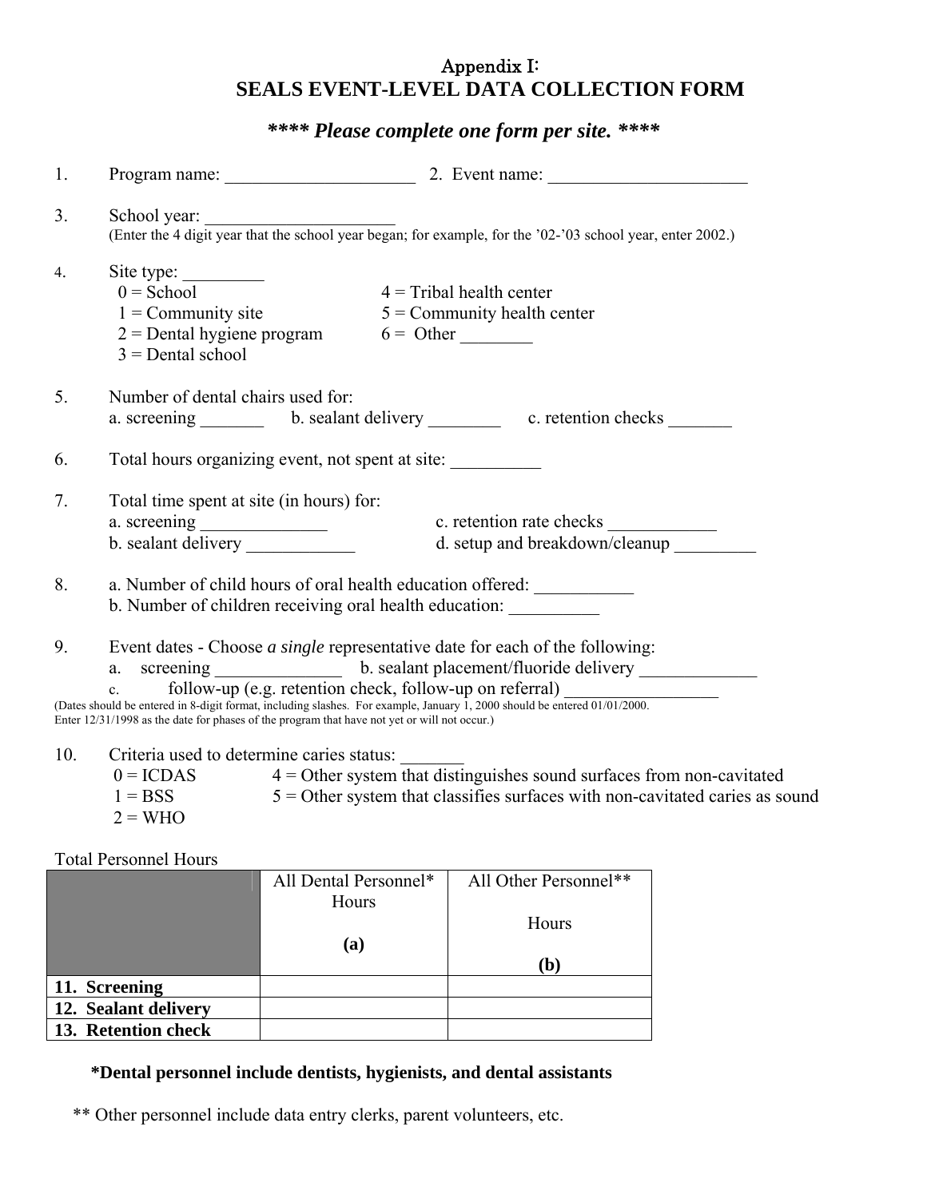## Appendix I:
# SEALS EVENT-LEVEL DATA COLLECTION FORM

***\*\*\*\* Please complete one form per site. \*\*\*\****

1. Program name: _____________________ 2. Event name: ______________________

3. School year: _____________________
   (Enter the 4 digit year that the school year began; for example, for the '02-'03 school year, enter 2002.)

4. Site type: _________
   0 = School
   1 = Community site
   2 = Dental hygiene program
   3 = Dental school
   4 = Tribal health center
   5 = Community health center
   6 = Other ________

5. Number of dental chairs used for:
   a. screening _______ b. sealant delivery ________ c. retention checks _______

6. Total hours organizing event, not spent at site: __________

7. Total time spent at site (in hours) for:
   a. screening ______________
   b. sealant delivery ____________
   c. retention rate checks ____________
   d. setup and breakdown/cleanup _________

8. a. Number of child hours of oral health education offered: ___________
   b. Number of children receiving oral health education: __________

9. Event dates - Choose *a single* representative date for each of the following:
   a. screening ______________ b. sealant placement/fluoride delivery _____________
   c. follow-up (e.g. retention check, follow-up on referral) ________________
   (Dates should be entered in 8-digit format, including slashes. For example, January 1, 2000 should be entered 01/01/2000. Enter 12/31/1998 as the date for phases of the program that have not yet or will not occur.)

10. Criteria used to determine caries status: _______
    0 = ICDAS
    1 = BSS
    2 = WHO
    4 = Other system that distinguishes sound surfaces from non-cavitated
    5 = Other system that classifies surfaces with non-cavitated caries as sound

Total Personnel Hours

| | All Dental Personnel* Hours **(a)** | All Other Personnel** Hours **(b)** |
|---|---|---|
| **11. Screening** | | |
| **12. Sealant delivery** | | |
| **13. Retention check** | | |

**\*Dental personnel include dentists, hygienists, and dental assistants**

\*\* Other personnel include data entry clerks, parent volunteers, etc.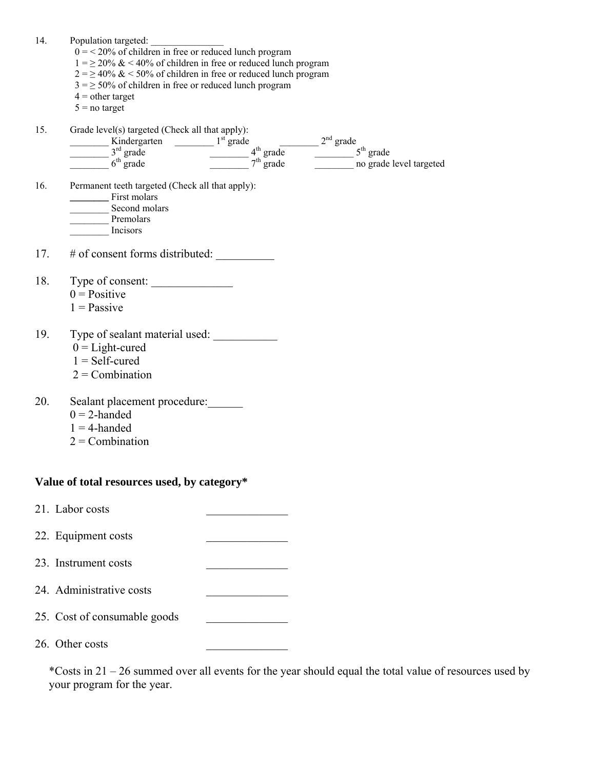14. Population targeted: _______________
    0 = < 20% of children in free or reduced lunch program
    1 = ≥ 20% & < 40% of children in free or reduced lunch program
    2 = ≥ 40% & < 50% of children in free or reduced lunch program
    3 = ≥ 50% of children in free or reduced lunch program
    4 = other target
    5 = no target

15. Grade level(s) targeted (Check all that apply):
    ________ Kindergarten  ________ 1st grade  ________ 2nd grade
    ________ 3rd grade  ________ 4th grade  ________ 5th grade
    ________ 6th grade  ________ 7th grade  ________ no grade level targeted

16. Permanent teeth targeted (Check all that apply):
    ________ First molars
    ________ Second molars
    ________ Premolars
    ________ Incisors

17. # of consent forms distributed: __________

18. Type of consent: ______________
    0 = Positive
    1 = Passive

19. Type of sealant material used: ___________
    0 = Light-cured
    1 = Self-cured
    2 = Combination

20. Sealant placement procedure:______
    0 = 2-handed
    1 = 4-handed
    2 = Combination

**Value of total resources used, by category***

21. Labor costs ______________

22. Equipment costs ______________

23. Instrument costs ______________

24. Administrative costs ______________

25. Cost of consumable goods ______________

26. Other costs ______________

*Costs in 21 – 26 summed over all events for the year should equal the total value of resources used by your program for the year.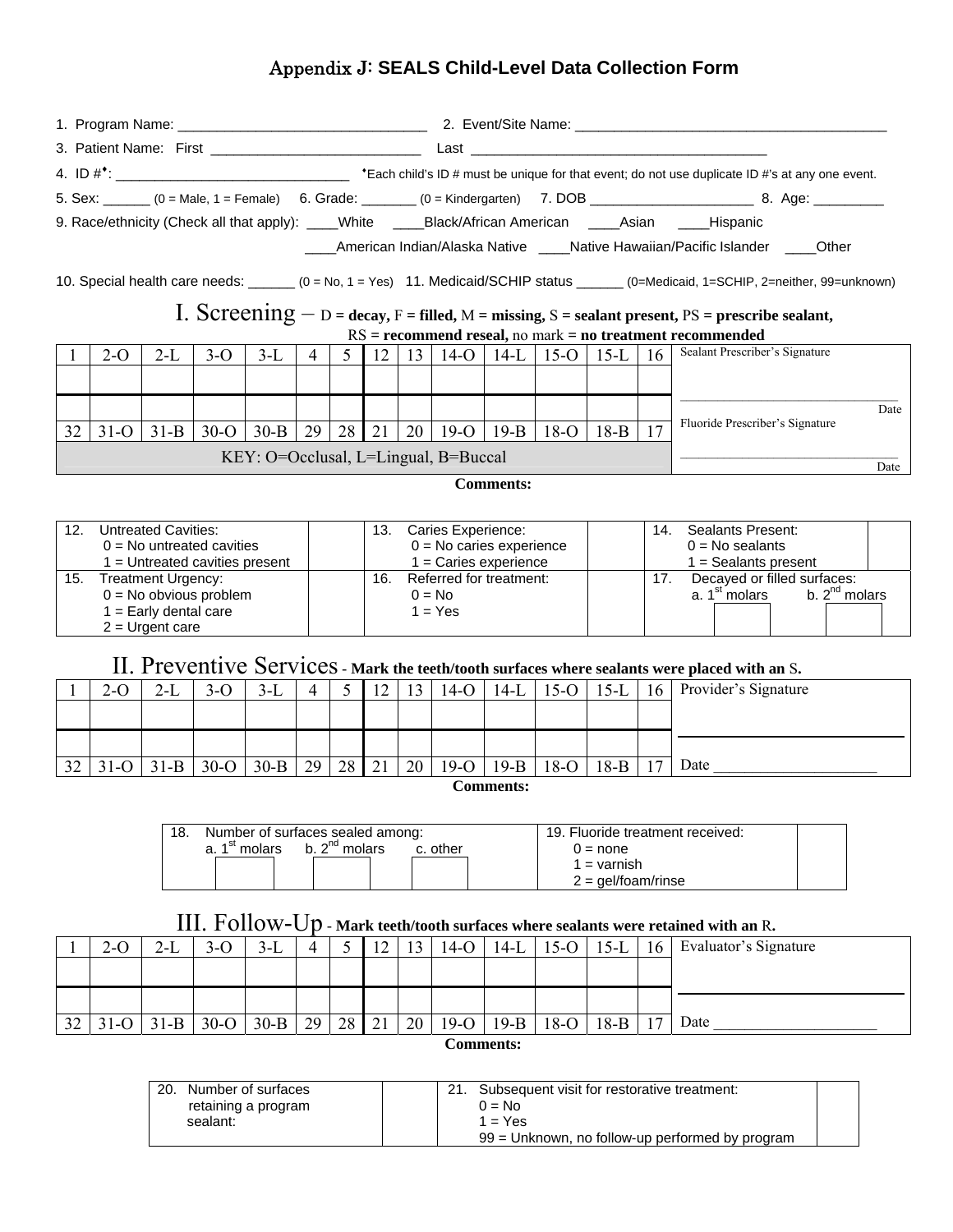# Appendix J: SEALS Child-Level Data Collection Form

1. Program Name: ________________________________ 2. Event/Site Name: ________________________________________

3. Patient Name: First ___________________________ Last ______________________________________

4. ID #♦: ______________________________ ♦Each child's ID # must be unique for that event; do not use duplicate ID #'s at any one event.

5. Sex: ______ (0 = Male, 1 = Female) 6. Grade: _______ (0 = Kindergarten) 7. DOB _____________________ 8. Age: _________

9. Race/ethnicity (Check all that apply): ____White ____Black/African American ____Asian ____Hispanic ____American Indian/Alaska Native ____Native Hawaiian/Pacific Islander ____Other

10. Special health care needs: ______ (0 = No, 1 = Yes) 11. Medicaid/SCHIP status ______ (0=Medicaid, 1=SCHIP, 2=neither, 99=unknown)

## I. Screening – D = **decay,** F = **filled,** M = **missing,** S = **sealant present,** PS = **prescribe sealant,** RS = **recommend reseal,** no mark = **no treatment recommended**

| 1 | 2-O | 2-L | 3-O | 3-L | 4 | 5 | 12 | 13 | 14-O | 14-L | 15-O | 15-L | 16 | Sealant Prescriber's Signature |
|---|---|---|---|---|---|---|---|---|---|---|---|---|---|---|
| | | | | | | | | | | | | | | |
| | | | | | | | | | | | | | | _____________ Date |
| 32 | 31-O | 31-B | 30-O | 30-B | 29 | 28 | 21 | 20 | 19-O | 19-B | 18-O | 18-B | 17 | Fluoride Prescriber's Signature |
| KEY: O=Occlusal, L=Lingual, B=Buccal | | | | | | | | | | | | | | _____________ Date |

**Comments:**

| 12. Untreated Cavities: 0 = No untreated cavities 1 = Untreated cavities present | | 13. Caries Experience: 0 = No caries experience 1 = Caries experience | | 14. Sealants Present: 0 = No sealants 1 = Sealants present | |
|---|---|---|---|---|---|
| 15. Treatment Urgency: 0 = No obvious problem 1 = Early dental care 2 = Urgent care | | 16. Referred for treatment: 0 = No 1 = Yes | | 17. Decayed or filled surfaces: a. 1st molars ___ b. 2nd molars ___ | |

## II. Preventive Services - Mark the teeth/tooth surfaces where sealants were placed with an S.

| 1 | 2-O | 2-L | 3-O | 3-L | 4 | 5 | 12 | 13 | 14-O | 14-L | 15-O | 15-L | 16 | Provider's Signature |
|---|---|---|---|---|---|---|---|---|---|---|---|---|---|---|
| | | | | | | | | | | | | | | |
| | | | | | | | | | | | | | | _____________ |
| 32 | 31-O | 31-B | 30-O | 30-B | 29 | 28 | 21 | 20 | 19-O | 19-B | 18-O | 18-B | 17 | Date _____________ |

**Comments:**

| 18. Number of surfaces sealed among: a. 1st molars ___ b. 2nd molars ___ c. other ___ | 19. Fluoride treatment received: 0 = none 1 = varnish 2 = gel/foam/rinse | |
|---|---|---|

## III. Follow-Up - Mark teeth/tooth surfaces where sealants were retained with an R.

| 1 | 2-O | 2-L | 3-O | 3-L | 4 | 5 | 12 | 13 | 14-O | 14-L | 15-O | 15-L | 16 | Evaluator's Signature |
|---|---|---|---|---|---|---|---|---|---|---|---|---|---|---|
| | | | | | | | | | | | | | | |
| | | | | | | | | | | | | | | _____________ |
| 32 | 31-O | 31-B | 30-O | 30-B | 29 | 28 | 21 | 20 | 19-O | 19-B | 18-O | 18-B | 17 | Date _____________ |

**Comments:**

| 20. Number of surfaces retaining a program sealant: | | 21. Subsequent visit for restorative treatment: 0 = No 1 = Yes 99 = Unknown, no follow-up performed by program | |
|---|---|---|---|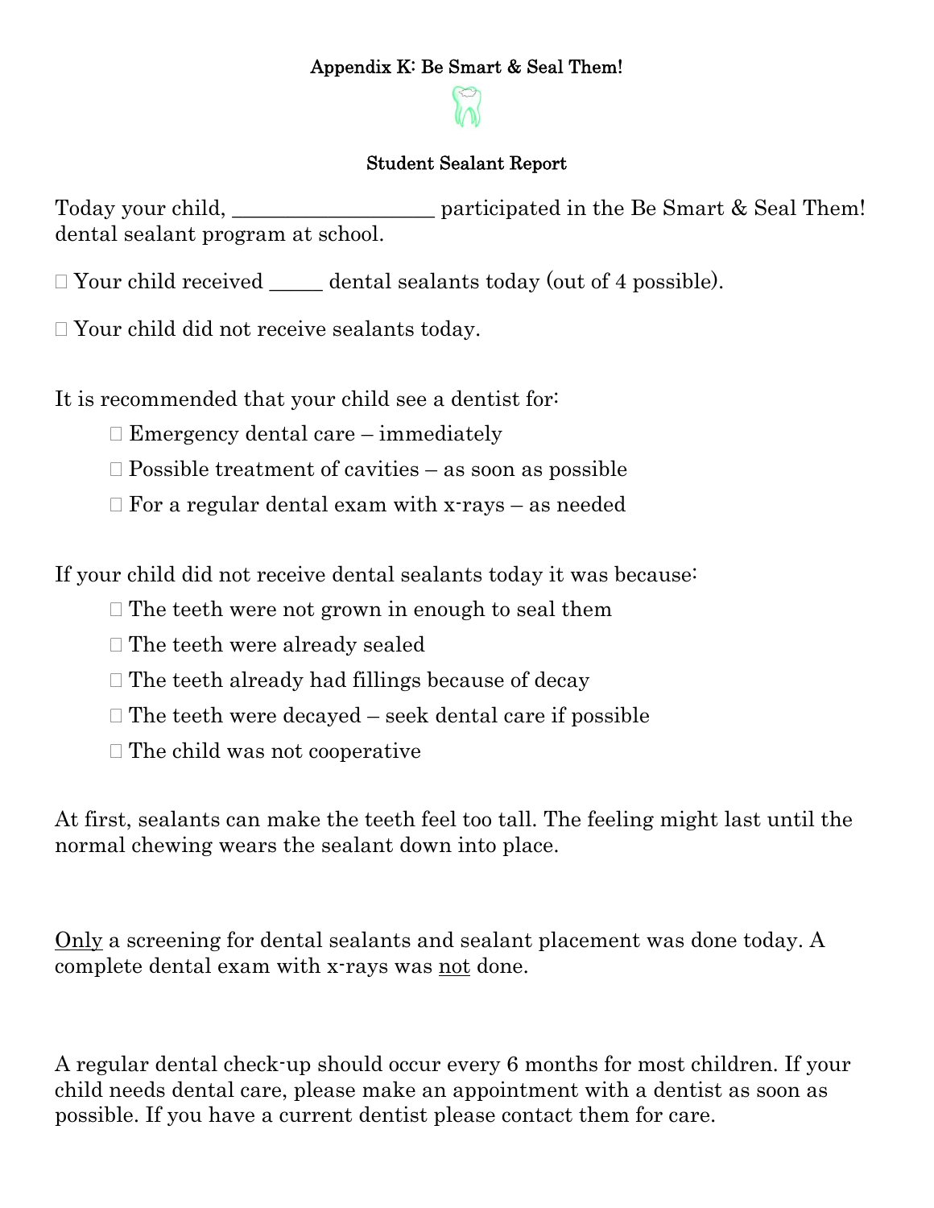**Appendix K: Be Smart & Seal Them!**

**Student Sealant Report**

Today your child, ___________________ participated in the Be Smart & Seal Them! dental sealant program at school.

☐ Your child received _____ dental sealants today (out of 4 possible).

☐ Your child did not receive sealants today.

It is recommended that your child see a dentist for:

- ☐ Emergency dental care – immediately
- ☐ Possible treatment of cavities – as soon as possible
- ☐ For a regular dental exam with x-rays – as needed

If your child did not receive dental sealants today it was because:

- ☐ The teeth were not grown in enough to seal them
- ☐ The teeth were already sealed
- ☐ The teeth already had fillings because of decay
- ☐ The teeth were decayed – seek dental care if possible
- ☐ The child was not cooperative

At first, sealants can make the teeth feel too tall. The feeling might last until the normal chewing wears the sealant down into place.

<u>Only</u> a screening for dental sealants and sealant placement was done today. A complete dental exam with x-rays was <u>not</u> done.

A regular dental check-up should occur every 6 months for most children. If your child needs dental care, please make an appointment with a dentist as soon as possible. If you have a current dentist please contact them for care.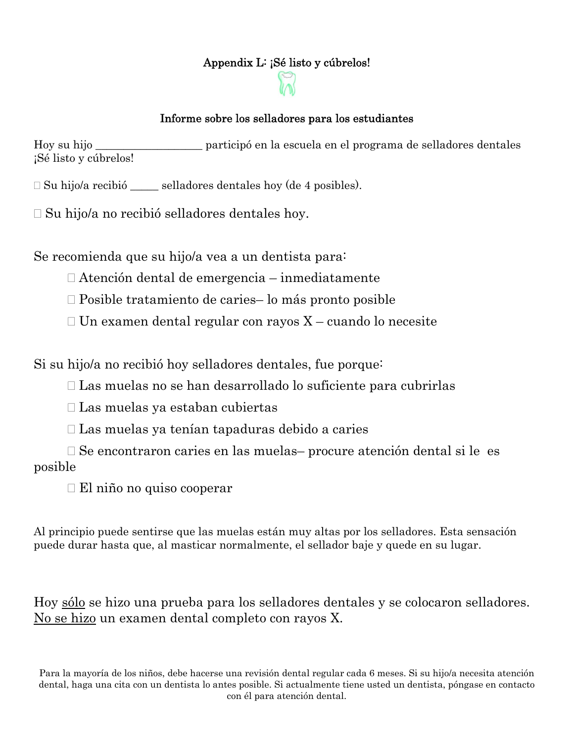## Appendix L: ¡Sé listo y cúbrelos!

### Informe sobre los selladores para los estudiantes

Hoy su hijo ___________________ participó en la escuela en el programa de selladores dentales ¡Sé listo y cúbrelos!

☐ Su hijo/a recibió _____ selladores dentales hoy (de 4 posibles).

☐ Su hijo/a no recibió selladores dentales hoy.

Se recomienda que su hijo/a vea a un dentista para:

- ☐ Atención dental de emergencia – inmediatamente
- ☐ Posible tratamiento de caries– lo más pronto posible
- ☐ Un examen dental regular con rayos X – cuando lo necesite

Si su hijo/a no recibió hoy selladores dentales, fue porque:

- ☐ Las muelas no se han desarrollado lo suficiente para cubrirlas
- ☐ Las muelas ya estaban cubiertas
- ☐ Las muelas ya tenían tapaduras debido a caries
- ☐ Se encontraron caries en las muelas– procure atención dental si le es posible
- ☐ El niño no quiso cooperar

Al principio puede sentirse que las muelas están muy altas por los selladores. Esta sensación puede durar hasta que, al masticar normalmente, el sellador baje y quede en su lugar.

Hoy sólo se hizo una prueba para los selladores dentales y se colocaron selladores. No se hizo un examen dental completo con rayos X.

Para la mayoría de los niños, debe hacerse una revisión dental regular cada 6 meses. Si su hijo/a necesita atención dental, haga una cita con un dentista lo antes posible. Si actualmente tiene usted un dentista, póngase en contacto con él para atención dental.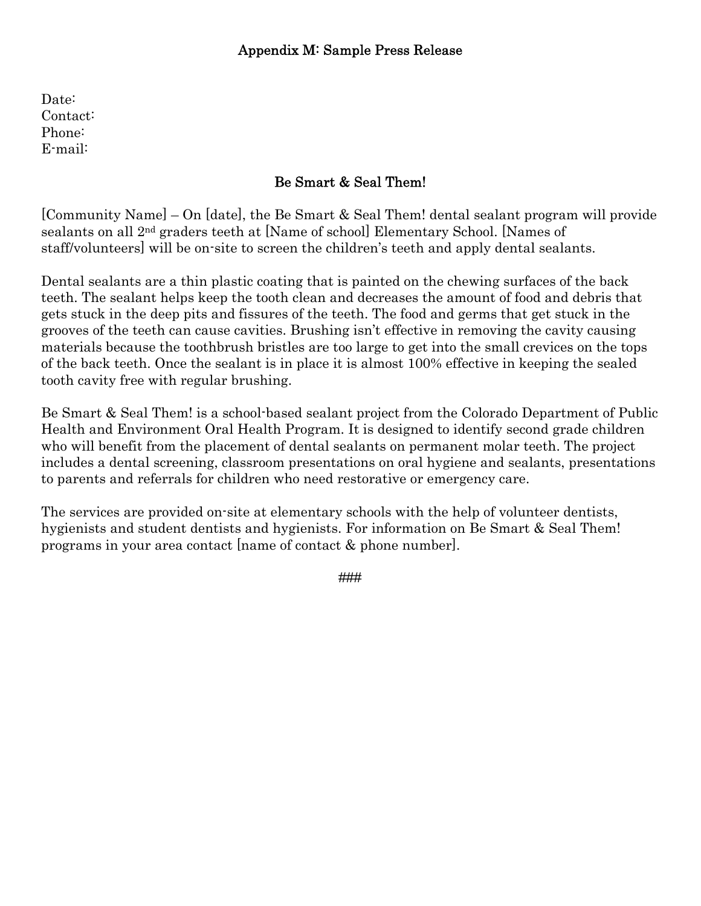# Appendix M: Sample Press Release

Date:
Contact:
Phone:
E-mail:

## Be Smart & Seal Them!

[Community Name] – On [date], the Be Smart & Seal Them! dental sealant program will provide sealants on all 2nd graders teeth at [Name of school] Elementary School. [Names of staff/volunteers] will be on-site to screen the children's teeth and apply dental sealants.

Dental sealants are a thin plastic coating that is painted on the chewing surfaces of the back teeth. The sealant helps keep the tooth clean and decreases the amount of food and debris that gets stuck in the deep pits and fissures of the teeth. The food and germs that get stuck in the grooves of the teeth can cause cavities. Brushing isn't effective in removing the cavity causing materials because the toothbrush bristles are too large to get into the small crevices on the tops of the back teeth. Once the sealant is in place it is almost 100% effective in keeping the sealed tooth cavity free with regular brushing.

Be Smart & Seal Them! is a school-based sealant project from the Colorado Department of Public Health and Environment Oral Health Program. It is designed to identify second grade children who will benefit from the placement of dental sealants on permanent molar teeth. The project includes a dental screening, classroom presentations on oral hygiene and sealants, presentations to parents and referrals for children who need restorative or emergency care.

The services are provided on-site at elementary schools with the help of volunteer dentists, hygienists and student dentists and hygienists. For information on Be Smart & Seal Them! programs in your area contact [name of contact & phone number].

###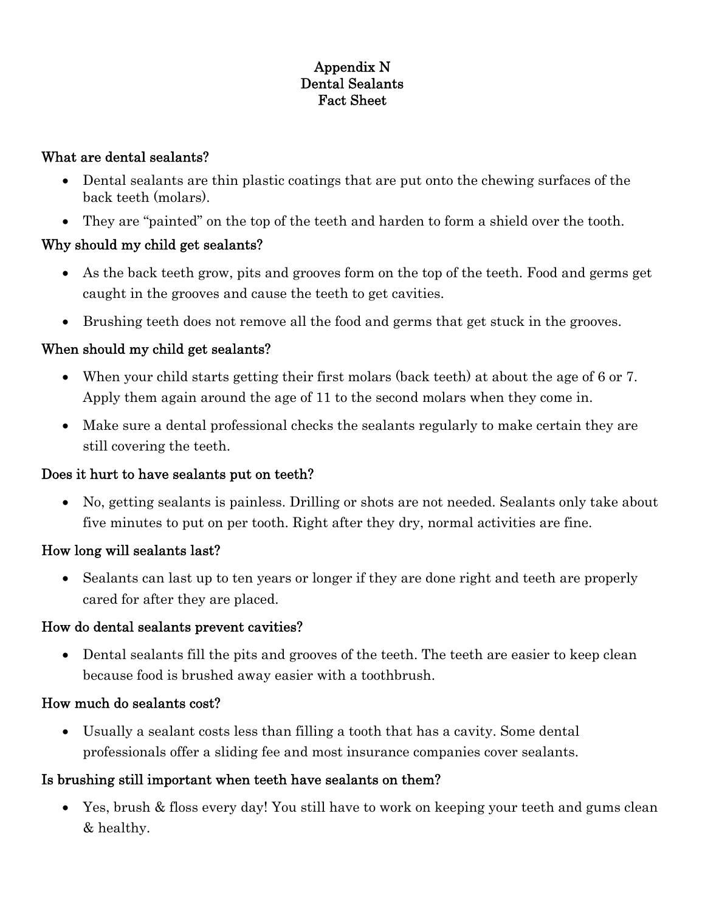# Appendix N
# Dental Sealants
# Fact Sheet

## What are dental sealants?

- Dental sealants are thin plastic coatings that are put onto the chewing surfaces of the back teeth (molars).
- They are "painted" on the top of the teeth and harden to form a shield over the tooth.

## Why should my child get sealants?

- As the back teeth grow, pits and grooves form on the top of the teeth. Food and germs get caught in the grooves and cause the teeth to get cavities.
- Brushing teeth does not remove all the food and germs that get stuck in the grooves.

## When should my child get sealants?

- When your child starts getting their first molars (back teeth) at about the age of 6 or 7. Apply them again around the age of 11 to the second molars when they come in.
- Make sure a dental professional checks the sealants regularly to make certain they are still covering the teeth.

## Does it hurt to have sealants put on teeth?

- No, getting sealants is painless. Drilling or shots are not needed. Sealants only take about five minutes to put on per tooth. Right after they dry, normal activities are fine.

## How long will sealants last?

- Sealants can last up to ten years or longer if they are done right and teeth are properly cared for after they are placed.

## How do dental sealants prevent cavities?

- Dental sealants fill the pits and grooves of the teeth. The teeth are easier to keep clean because food is brushed away easier with a toothbrush.

## How much do sealants cost?

- Usually a sealant costs less than filling a tooth that has a cavity. Some dental professionals offer a sliding fee and most insurance companies cover sealants.

## Is brushing still important when teeth have sealants on them?

- Yes, brush & floss every day! You still have to work on keeping your teeth and gums clean & healthy.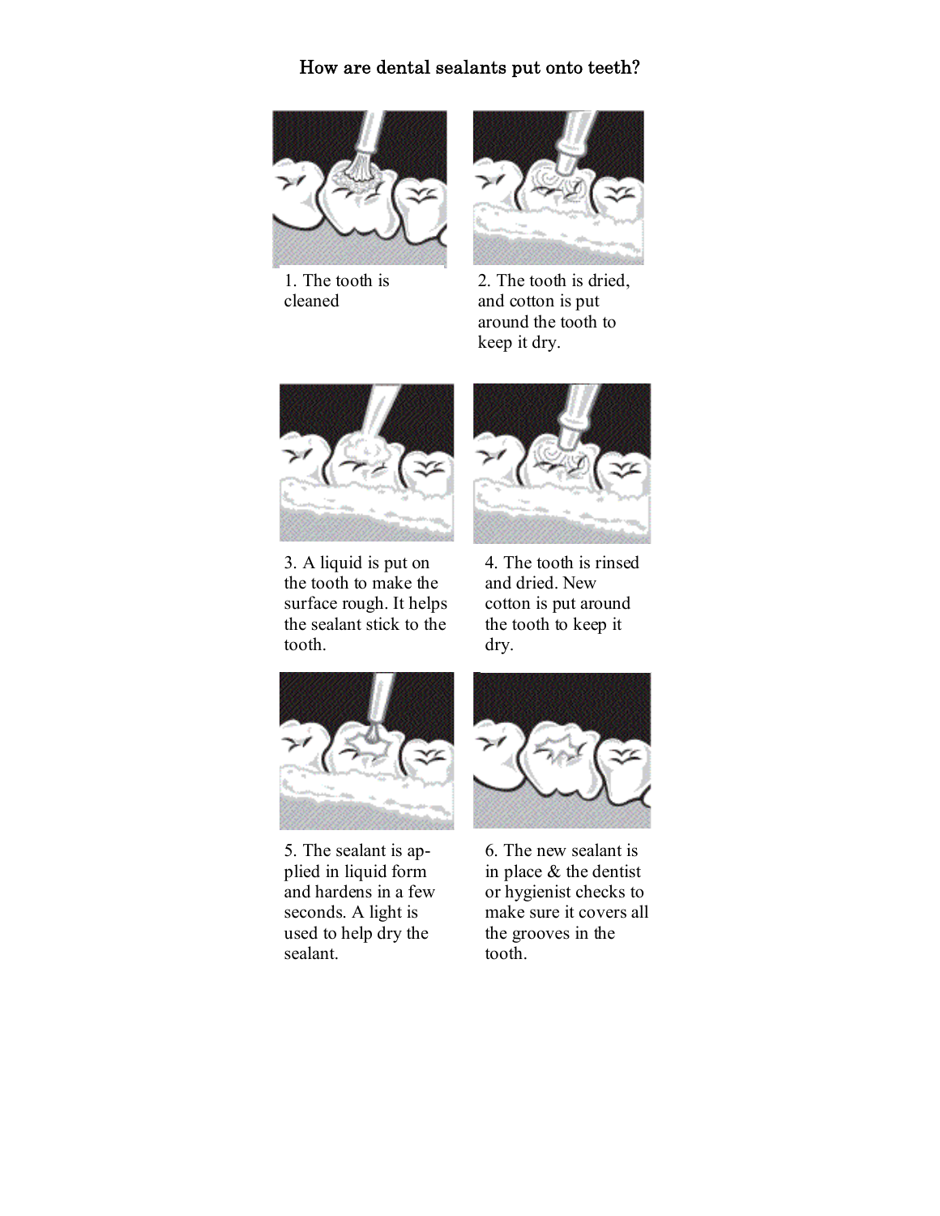# How are dental sealants put onto teeth?

1. The tooth is cleaned

2. The tooth is dried, and cotton is put around the tooth to keep it dry.

3. A liquid is put on the tooth to make the surface rough. It helps the sealant stick to the tooth.

4. The tooth is rinsed and dried. New cotton is put around the tooth to keep it dry.

5. The sealant is applied in liquid form and hardens in a few seconds. A light is used to help dry the sealant.

6. The new sealant is in place & the dentist or hygienist checks to make sure it covers all the grooves in the tooth.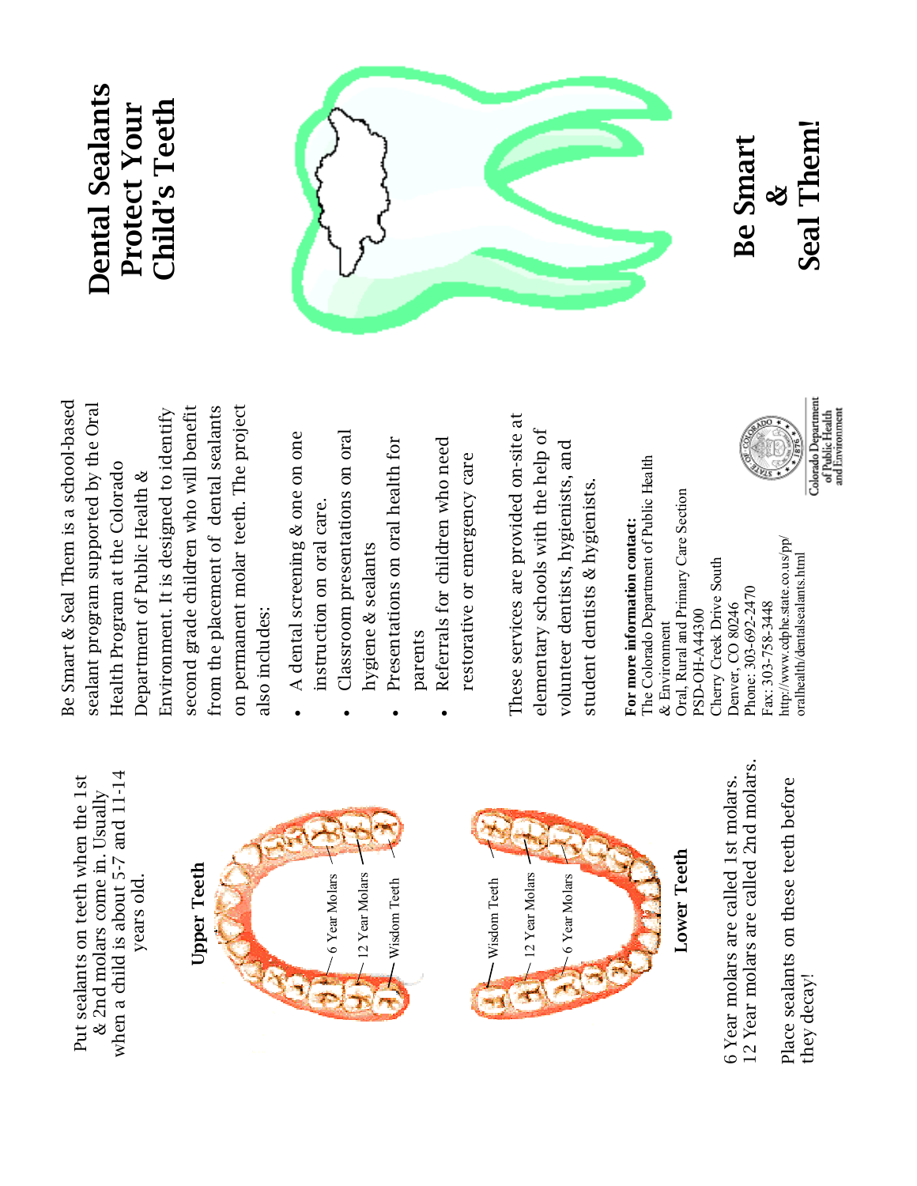# Dental Sealants Protect Your Child's Teeth

## Be Smart & Seal Them!

Be Smart & Seal Them is a school-based sealant program supported by the Oral Health Program at the Colorado Department of Public Health & Environment. It is designed to identify second grade children who will benefit from the placement of dental sealants on permanent molar teeth. The project also includes:

- A dental screening & one on one instruction on oral care.
- Classroom presentations on oral hygiene & sealants
- Presentations on oral health for parents
- Referrals for children who need restorative or emergency care

These services are provided on-site at elementary schools with the help of volunteer dentists, hygienists, and student dentists & hygienists.

**For more information contact:**
The Colorado Department of Public Health & Environment
Oral, Rural and Primary Care Section
PSD-OH-A4300
Cherry Creek Drive South
Denver, CO 80246
Phone: 303-692-2470
Fax: 303-758-3448
http://www.cdphe.state.co.us/pp/oralhealth/dentalsealants.html

Colorado Department of Public Health and Environment

Put sealants on teeth when the 1st & 2nd molars come in. Usually when a child is about 5-7 and 11-14 years old.

**Upper Teeth**

6 Year Molars — 12 Year Molars — Wisdom Teeth

**Lower Teeth**

Wisdom Teeth — 12 Year Molars — 6 Year Molars

6 Year molars are called 1st molars.
12 Year molars are called 2nd molars.

Place sealants on these teeth before they decay!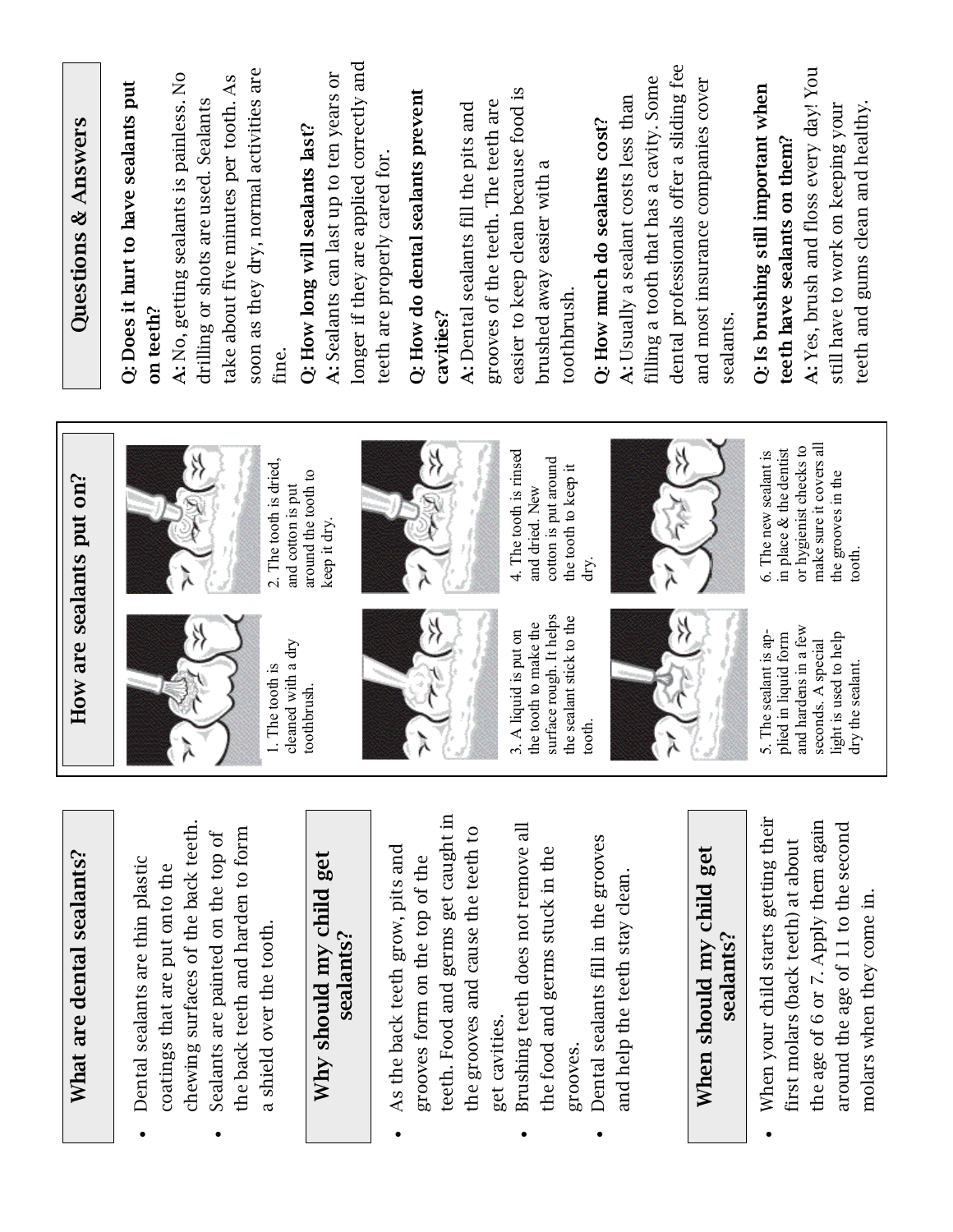## What are dental sealants?

- Dental sealants are thin plastic coatings that are put onto the chewing surfaces of the back teeth.
- Sealants are painted on the top of the back teeth and harden to form a shield over the tooth.

## Why should my child get sealants?

- As the back teeth grow, pits and grooves form on the top of the teeth. Food and germs get caught in the grooves and cause the teeth to get cavities.
- Brushing teeth does not remove all the food and germs stuck in the grooves.
- Dental sealants fill in the grooves and help the teeth stay clean.

## When should my child get sealants?

- When your child starts getting their first molars (back teeth) at about the age of 6 or 7. Apply them again around the age of 11 to the second molars when they come in.

## How are sealants put on?

1. The tooth is cleaned with a dry toothbrush.

2. The tooth is dried, and cotton is put around the tooth to keep it dry.

3. A liquid is put on the tooth to make the surface rough. It helps the sealant stick to the tooth.

4. The tooth is rinsed and dried. New cotton is put around the tooth to keep it dry.

5. The sealant is applied in liquid form and hardens in a few seconds. A special light is used to help dry the sealant.

6. The new sealant is in place & the dentist or hygienist checks to make sure it covers all the grooves in the tooth.

## Questions & Answers

**Q: Does it hurt to have sealants put on teeth?**

**A:** No, getting sealants is painless. No drilling or shots are used. Sealants take about five minutes per tooth. As soon as they dry, normal activities are fine.

**Q: How long will sealants last?**

**A:** Sealants can last up to ten years or longer if they are applied correctly and teeth are properly cared for.

**Q: How do dental sealants prevent cavities?**

**A:** Dental sealants fill the pits and grooves of the teeth. The teeth are easier to keep clean because food is brushed away easier with a toothbrush.

**Q: How much do sealants cost?**

**A:** Usually a sealant costs less than filling a tooth that has a cavity. Some dental professionals offer a sliding fee and most insurance companies cover sealants.

**Q: Is brushing still important when teeth have sealants on them?**

**A:** Yes, brush and floss every day! You still have to work on keeping your teeth and gums clean and healthy.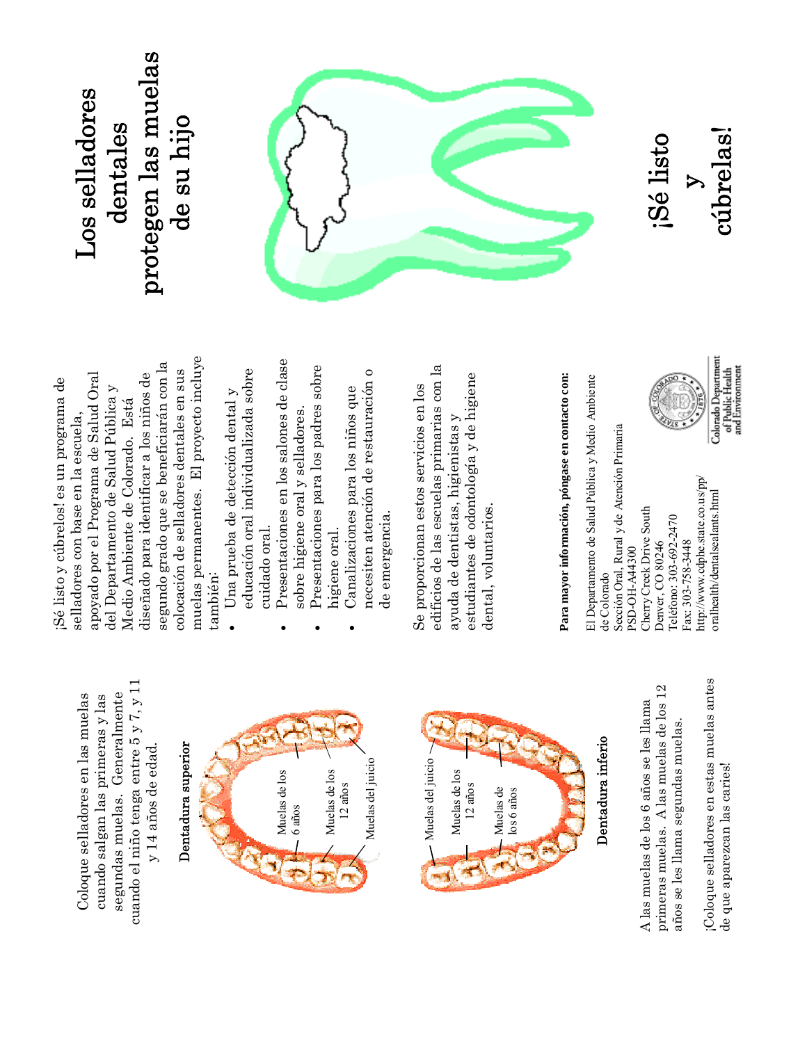# Los selladores dentales protegen las muelas de su hijo

## ¡Sé listo y cúbrelas!

¡Sé listo y cúbrelos! es un programa de selladores con base en la escuela, apoyado por el Programa de Salud Oral del Departamento de Salud Pública y Medio Ambiente de Colorado. Está diseñado para identificar a los niños de segundo grado que se beneficiarán con la colocación de selladores dentales en sus muelas permanentes. El proyecto incluye también:

- Una prueba de detección dental y educación oral individualizada sobre cuidado oral.
- Presentaciones en los salones de clase sobre higiene oral y selladores.
- Presentaciones para los padres sobre higiene oral.
- Canalizaciones para los niños que necesiten atención de restauración o de emergencia.

Se proporcionan estos servicios en los edificios de las escuelas primarias con la ayuda de dentistas, higienistas y estudiantes de odontología y de higiene dental, voluntarios.

**Para mayor información, póngase en contacto con:**

El Departamento de Salud Pública y Medio Ambiente de Colorado
Sección Oral, Rural y de Atención Primaria
PSD-OH-A44300
Cherry Creek Drive South
Denver, CO 80246
Teléfono: 303-692-2470
Fax: 303-758-3448
http://www.cdphe.state.co.us/pp/oralhealth/dentalsealants.html

Colorado Department of Public Health and Environment

Coloque selladores en las muelas cuando salgan las primeras y las segundas muelas. Generalmente cuando el niño tenga entre 5 y 7, y 11 y 14 años de edad.

**Dentadura superior**

Muelas de los 6 años
Muelas de los 12 años
Muelas del juicio

**Dentadura inferior**

Muelas del juicio
Muelas de los 12 años
Muelas de los 6 años

A las muelas de los 6 años se les llama primeras muelas. A las muelas de los 12 años se les llama segundas muelas.

¡Coloque selladores en estas muelas antes de que aparezcan las caries!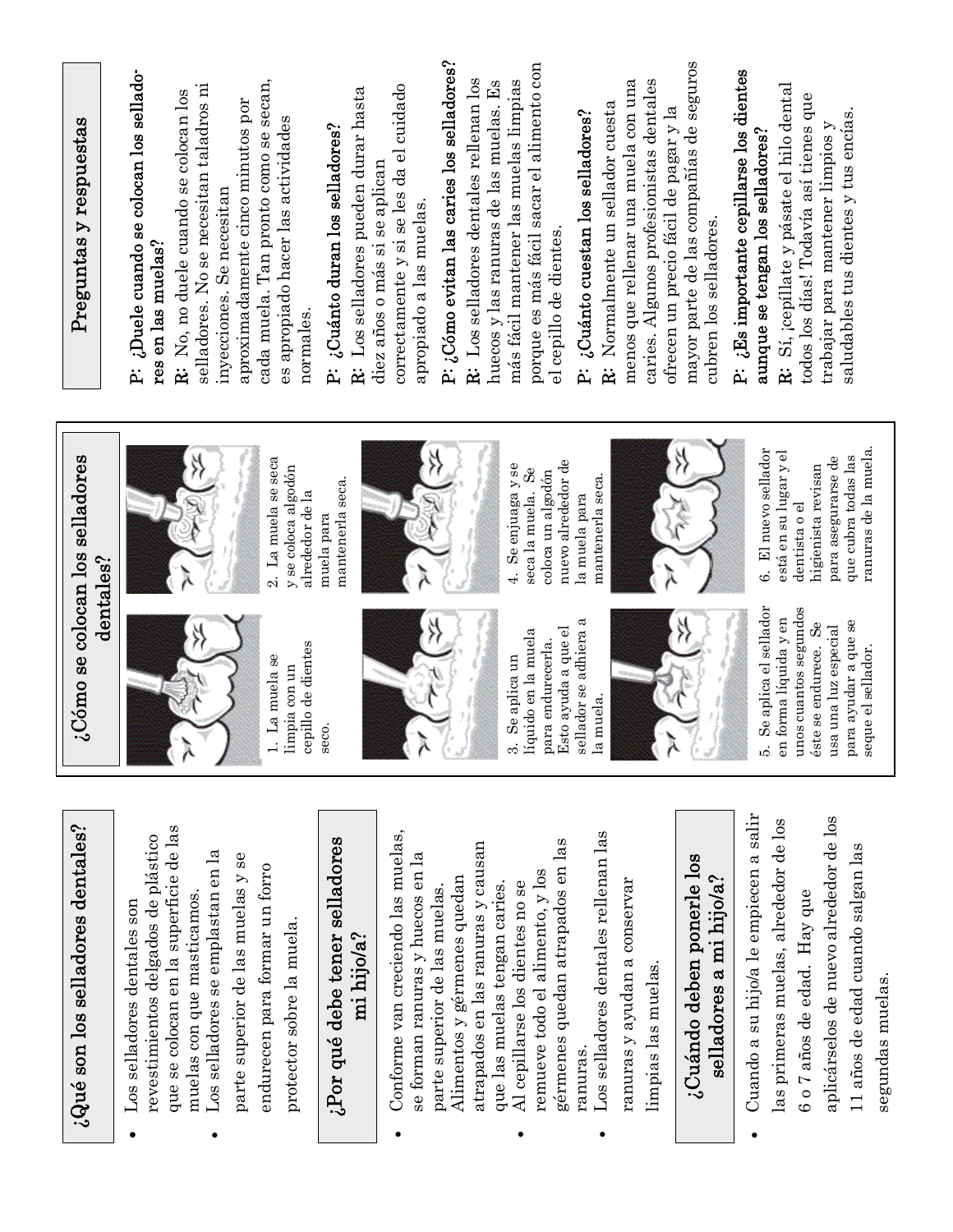## ¿Qué son los selladores dentales?

- Los selladores dentales son revestimientos delgados de plástico que se colocan en la superficie de las muelas con que masticamos.
- Los selladores se emplastan en la parte superior de las muelas y se endurecen para formar un forro protector sobre la muela.

## ¿Por qué debe tener selladores mi hijo/a?

- Conforme van creciendo las muelas, se forman ranuras y huecos en la parte superior de las muelas. Alimentos y gérmenes quedan atrapados en las ranuras y causan que las muelas tengan caries.
- Al cepillarse los dientes no se remueve todo el alimento, y los gérmenes quedan atrapados en las ranuras.
- Los selladores dentales rellenan las ranuras y ayudan a conservar limpias las muelas.

## ¿Cuándo deben ponerle los selladores a mi hijo/a?

- Cuando a su hijo/a le empiecen a salir las primeras muelas, alrededor de los 6 o 7 años de edad. Hay que aplicárselos de nuevo alrededor de los 11 años de edad cuando salgan las segundas muelas.

## ¿Cómo se colocan los selladores dentales?

1. La muela se limpia con un cepillo de dientes seco.

2. La muela se seca y se coloca algodón alrededor de la muela para mantenerla seca.

3. Se aplica un líquido en la muela para endurecerla. Esto ayuda a que el sellador se adhiera a la muela.

4. Se enjuaga y se seca la muela. Se coloca un algodón nuevo alrededor de la muela para mantenerla seca.

5. Se aplica el sellador en forma líquida y en unos cuantos segundos éste se endurece. Se usa una luz especial para ayudar a que se seque el sellador.

6. El nuevo sellador está en su lugar y el dentista o el higienista revisan para asegurarse de que cubra todas las ranuras de la muela.

## Preguntas y respuestas

**P: ¿Duele cuando se colocan los selladores en las muelas?**

**R:** No, no duele cuando se colocan los selladores. No se necesitan taladros ni inyecciones. Se necesitan aproximadamente cinco minutos por cada muela. Tan pronto como se secan, es apropiado hacer las actividades normales.

**P: ¿Cuánto duran los selladores?**

**R:** Los selladores pueden durar hasta diez años o más si se aplican correctamente y si se les da el cuidado apropiado a las muelas.

**P: ¿Cómo evitan las caries los selladores?**

**R:** Los selladores dentales rellenan los huecos y las ranuras de las muelas. Es más fácil mantener las muelas limpias porque es más fácil sacar el alimento con el cepillo de dientes.

**P: ¿Cuánto cuestan los selladores?**

**R:** Normalmente un sellador cuesta menos que rellenar una muela con una caries. Algunos profesionistas dentales ofrecen un precio fácil de pagar y la mayor parte de las compañías de seguros cubren los selladores.

**P: ¿Es importante cepillarse los dientes aunque se tengan los selladores?**

**R:** Sí, ¡cepíllate y pásate el hilo dental todos los días! Todavía así tienes que trabajar para mantener limpios y saludables tus dientes y tus encías.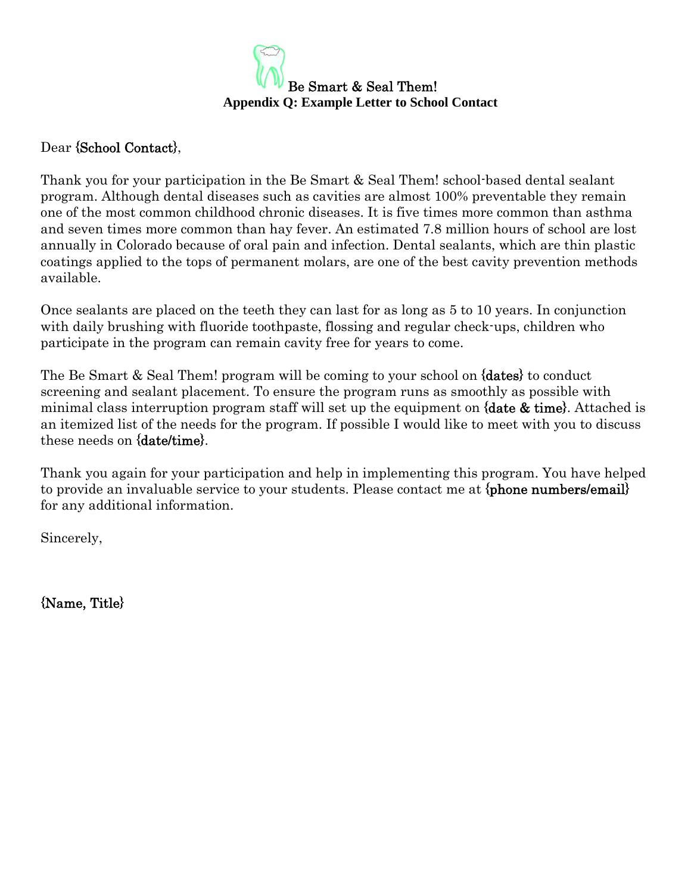**Be Smart & Seal Them!**

**Appendix Q: Example Letter to School Contact**

Dear {School Contact},

Thank you for your participation in the Be Smart & Seal Them! school-based dental sealant program. Although dental diseases such as cavities are almost 100% preventable they remain one of the most common childhood chronic diseases. It is five times more common than asthma and seven times more common than hay fever. An estimated 7.8 million hours of school are lost annually in Colorado because of oral pain and infection. Dental sealants, which are thin plastic coatings applied to the tops of permanent molars, are one of the best cavity prevention methods available.

Once sealants are placed on the teeth they can last for as long as 5 to 10 years. In conjunction with daily brushing with fluoride toothpaste, flossing and regular check-ups, children who participate in the program can remain cavity free for years to come.

The Be Smart & Seal Them! program will be coming to your school on {dates} to conduct screening and sealant placement. To ensure the program runs as smoothly as possible with minimal class interruption program staff will set up the equipment on {date & time}. Attached is an itemized list of the needs for the program. If possible I would like to meet with you to discuss these needs on {date/time}.

Thank you again for your participation and help in implementing this program. You have helped to provide an invaluable service to your students. Please contact me at {phone numbers/email} for any additional information.

Sincerely,

{Name, Title}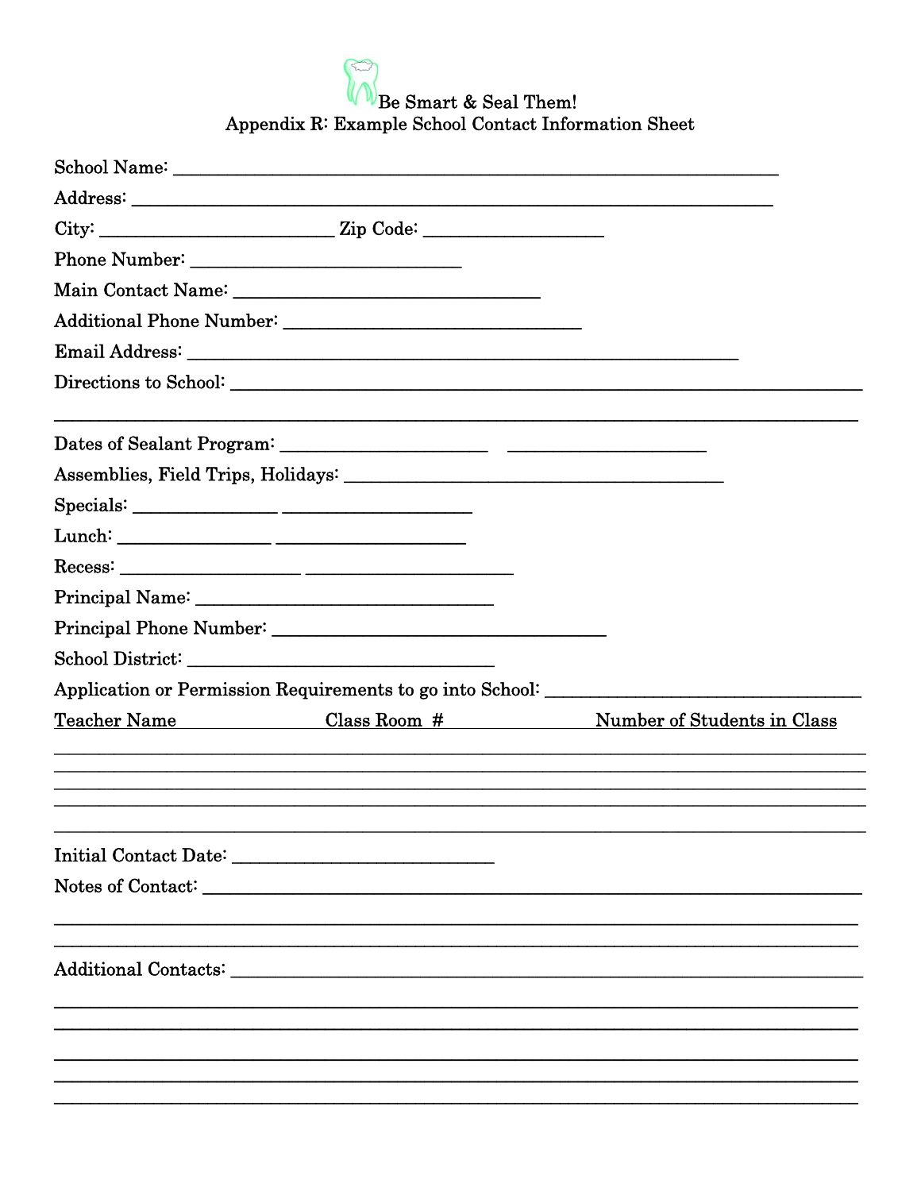Be Smart & Seal Them!

# Appendix R: Example School Contact Information Sheet

School Name: ____________________________________________________________

Address: ________________________________________________________________

City: ________________________ Zip Code: _________________

Phone Number: ___________________________

Main Contact Name: _______________________________

Additional Phone Number: ______________________________

Email Address: _________________________________________________________

Directions to School: _____________________________________________________________

_____________________________________________________________________________

Dates of Sealant Program: _____________________ ____________________

Assemblies, Field Trips, Holidays: _______________________________________

Specials: _______________ ___________________

Lunch: _______________ ___________________

Recess: ___________________ _____________________

Principal Name: _______________________________

Principal Phone Number: __________________________________

School District: _______________________________

Application or Permission Requirements to go into School: ________________________________

| Teacher Name | Class Room # | Number of Students in Class |
| --- | --- | --- |
| | | |
| | | |
| | | |
| | | |
| | | |

Initial Contact Date: ___________________________

Notes of Contact: _________________________________________________________________

_____________________________________________________________________________

_____________________________________________________________________________

Additional Contacts: _______________________________________________________________

_____________________________________________________________________________

_____________________________________________________________________________

_____________________________________________________________________________

_____________________________________________________________________________

_____________________________________________________________________________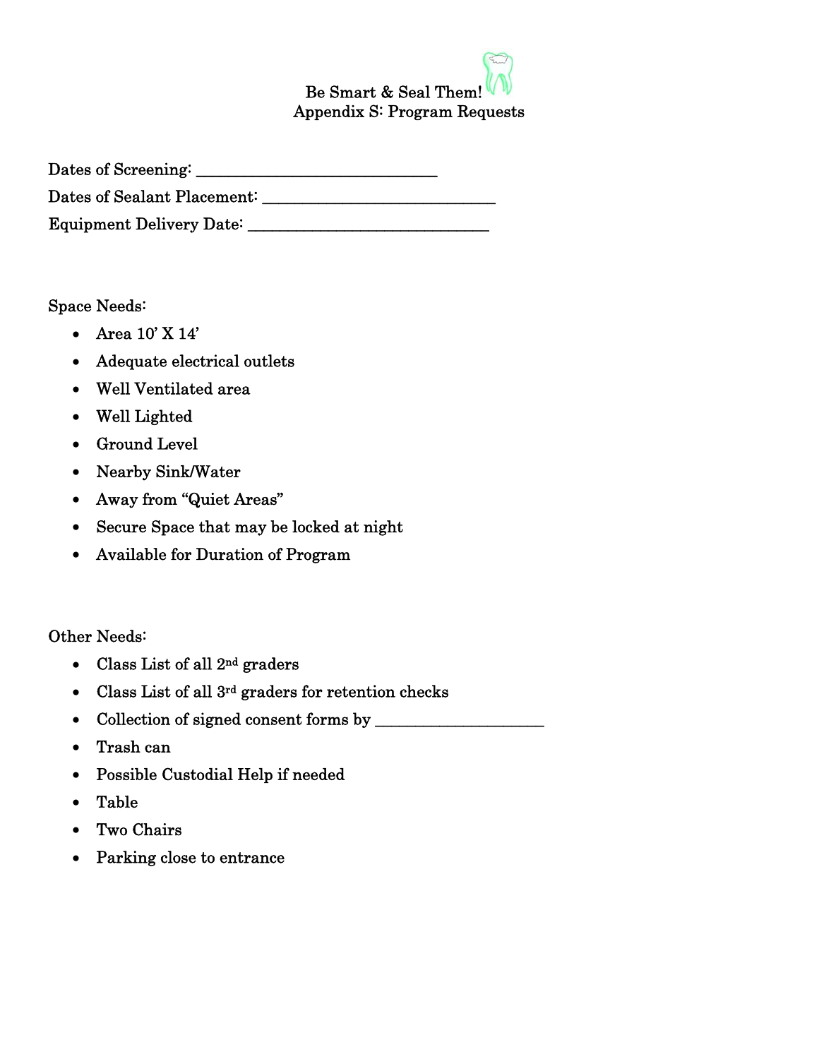# Be Smart & Seal Them!
## Appendix S: Program Requests

Dates of Screening: ___________________________

Dates of Sealant Placement: __________________________

Equipment Delivery Date: ____________________________

Space Needs:

- Area 10' X 14'
- Adequate electrical outlets
- Well Ventilated area
- Well Lighted
- Ground Level
- Nearby Sink/Water
- Away from "Quiet Areas"
- Secure Space that may be locked at night
- Available for Duration of Program

Other Needs:

- Class List of all 2nd graders
- Class List of all 3rd graders for retention checks
- Collection of signed consent forms by ___________________
- Trash can
- Possible Custodial Help if needed
- Table
- Two Chairs
- Parking close to entrance